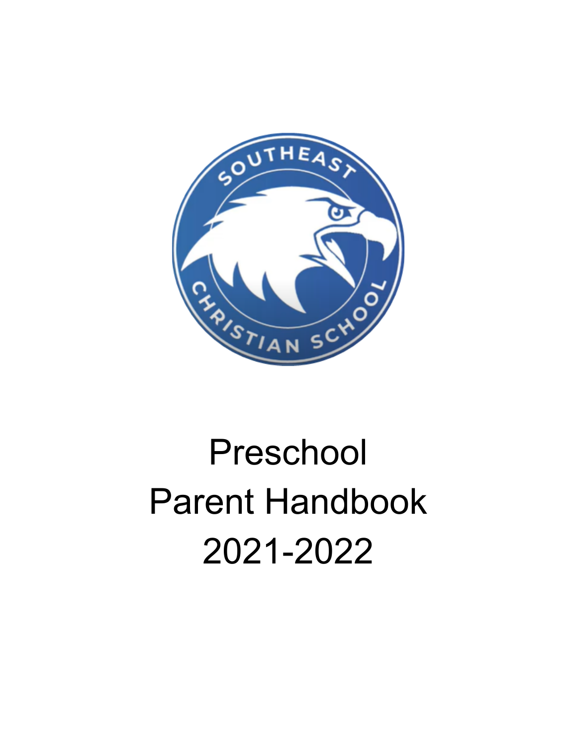# Preschool
# Parent Handbook
# 2021-2022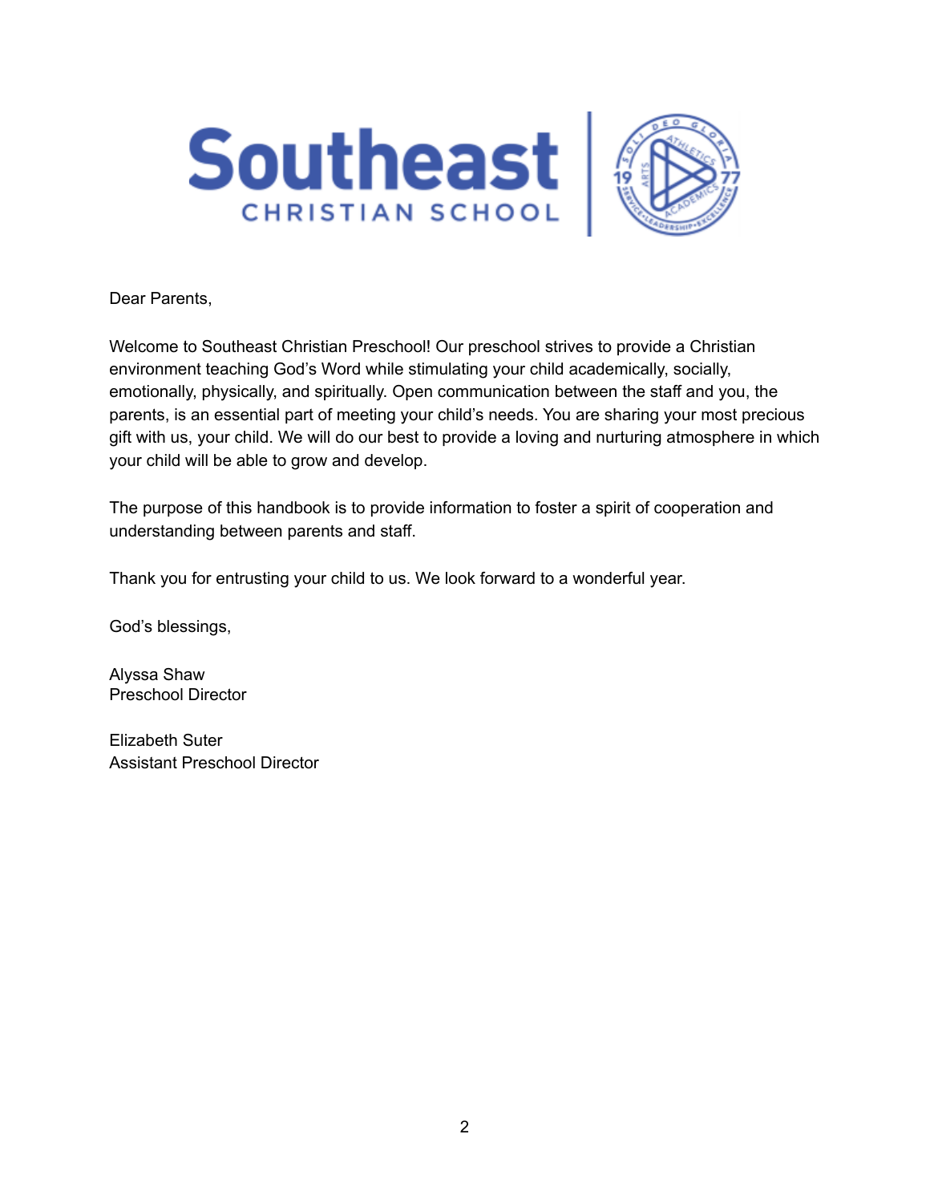Dear Parents,

Welcome to Southeast Christian Preschool! Our preschool strives to provide a Christian environment teaching God's Word while stimulating your child academically, socially, emotionally, physically, and spiritually. Open communication between the staff and you, the parents, is an essential part of meeting your child's needs. You are sharing your most precious gift with us, your child. We will do our best to provide a loving and nurturing atmosphere in which your child will be able to grow and develop.

The purpose of this handbook is to provide information to foster a spirit of cooperation and understanding between parents and staff.

Thank you for entrusting your child to us. We look forward to a wonderful year.

God's blessings,

Alyssa Shaw
Preschool Director

Elizabeth Suter
Assistant Preschool Director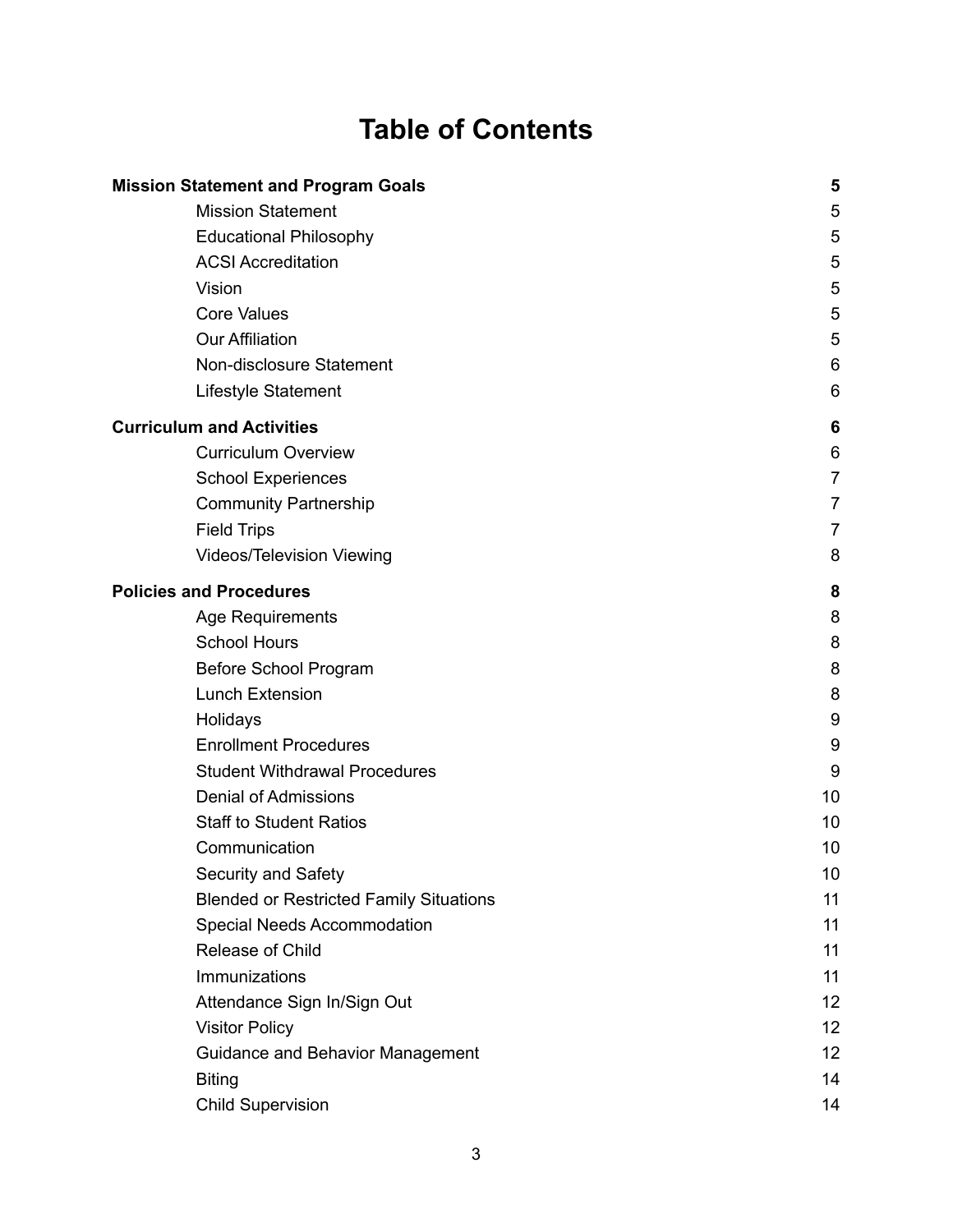# Table of Contents

| | |
|---|---|
| **Mission Statement and Program Goals** | **5** |
| Mission Statement | 5 |
| Educational Philosophy | 5 |
| ACSI Accreditation | 5 |
| Vision | 5 |
| Core Values | 5 |
| Our Affiliation | 5 |
| Non-disclosure Statement | 6 |
| Lifestyle Statement | 6 |
| **Curriculum and Activities** | **6** |
| Curriculum Overview | 6 |
| School Experiences | 7 |
| Community Partnership | 7 |
| Field Trips | 7 |
| Videos/Television Viewing | 8 |
| **Policies and Procedures** | **8** |
| Age Requirements | 8 |
| School Hours | 8 |
| Before School Program | 8 |
| Lunch Extension | 8 |
| Holidays | 9 |
| Enrollment Procedures | 9 |
| Student Withdrawal Procedures | 9 |
| Denial of Admissions | 10 |
| Staff to Student Ratios | 10 |
| Communication | 10 |
| Security and Safety | 10 |
| Blended or Restricted Family Situations | 11 |
| Special Needs Accommodation | 11 |
| Release of Child | 11 |
| Immunizations | 11 |
| Attendance Sign In/Sign Out | 12 |
| Visitor Policy | 12 |
| Guidance and Behavior Management | 12 |
| Biting | 14 |
| Child Supervision | 14 |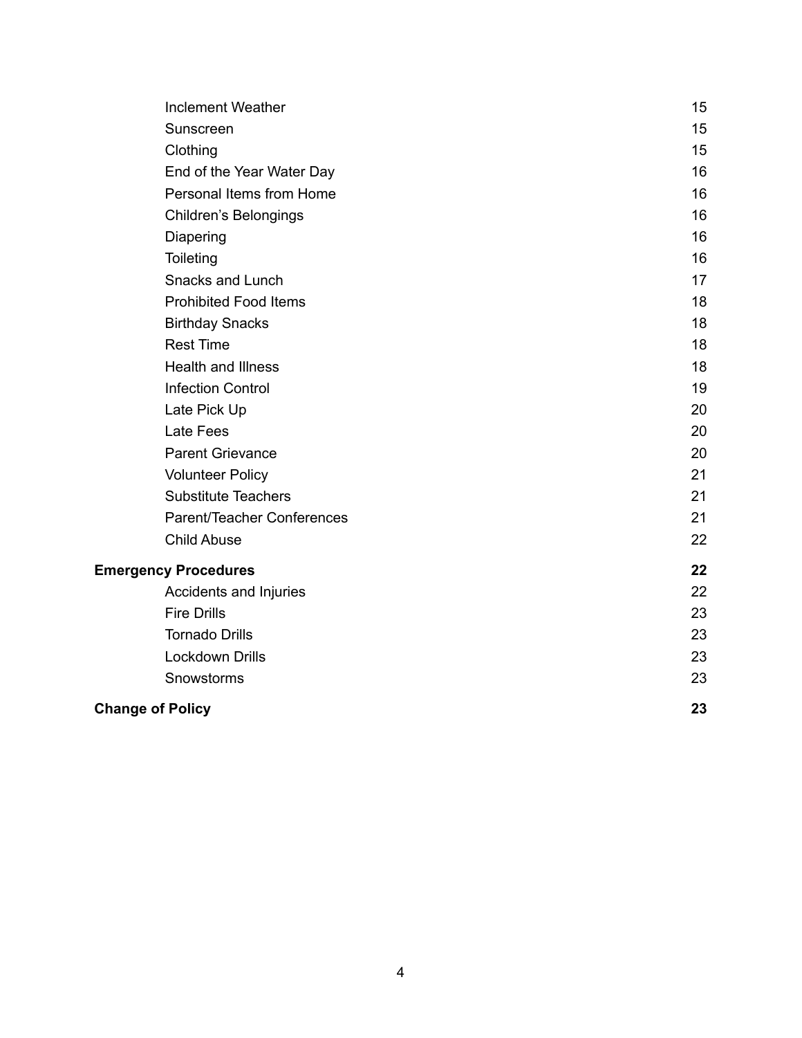| | |
|---|---|
| Inclement Weather | 15 |
| Sunscreen | 15 |
| Clothing | 15 |
| End of the Year Water Day | 16 |
| Personal Items from Home | 16 |
| Children's Belongings | 16 |
| Diapering | 16 |
| Toileting | 16 |
| Snacks and Lunch | 17 |
| Prohibited Food Items | 18 |
| Birthday Snacks | 18 |
| Rest Time | 18 |
| Health and Illness | 18 |
| Infection Control | 19 |
| Late Pick Up | 20 |
| Late Fees | 20 |
| Parent Grievance | 20 |
| Volunteer Policy | 21 |
| Substitute Teachers | 21 |
| Parent/Teacher Conferences | 21 |
| Child Abuse | 22 |
| **Emergency Procedures** | **22** |
| Accidents and Injuries | 22 |
| Fire Drills | 23 |
| Tornado Drills | 23 |
| Lockdown Drills | 23 |
| Snowstorms | 23 |
| **Change of Policy** | **23** |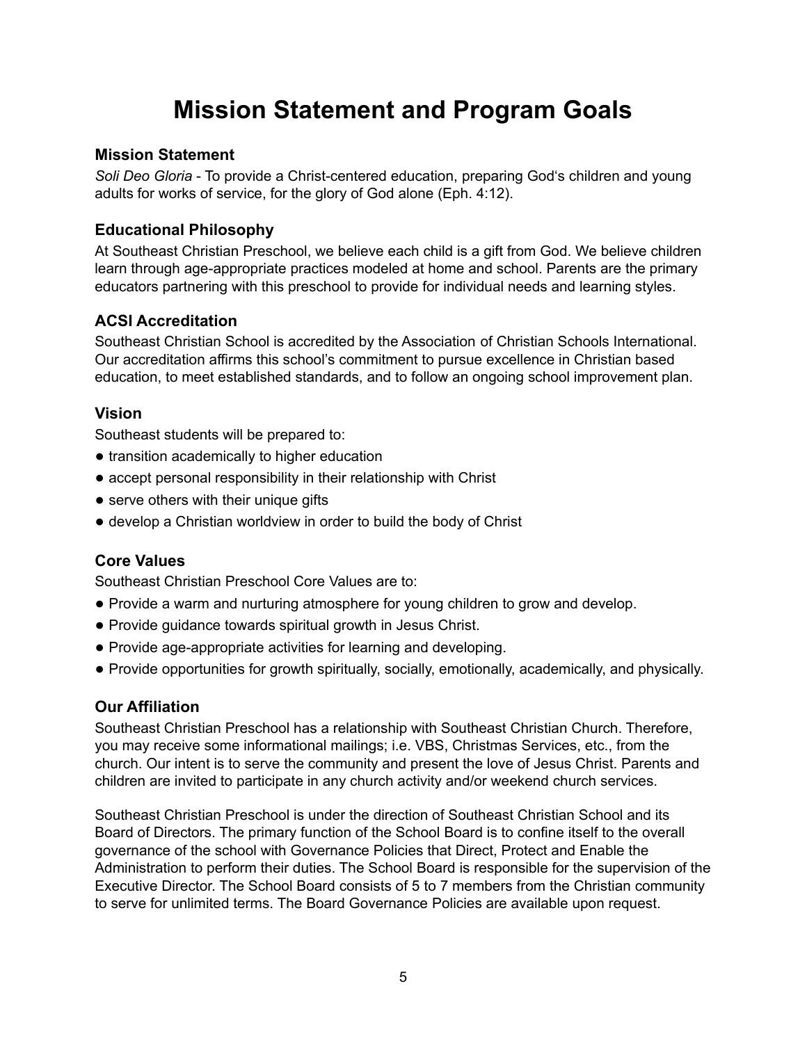# Mission Statement and Program Goals

### Mission Statement

*Soli Deo Gloria* - To provide a Christ-centered education, preparing God's children and young adults for works of service, for the glory of God alone (Eph. 4:12).

### Educational Philosophy

At Southeast Christian Preschool, we believe each child is a gift from God. We believe children learn through age-appropriate practices modeled at home and school. Parents are the primary educators partnering with this preschool to provide for individual needs and learning styles.

### ACSI Accreditation

Southeast Christian School is accredited by the Association of Christian Schools International. Our accreditation affirms this school's commitment to pursue excellence in Christian based education, to meet established standards, and to follow an ongoing school improvement plan.

### Vision

Southeast students will be prepared to:

- transition academically to higher education
- accept personal responsibility in their relationship with Christ
- serve others with their unique gifts
- develop a Christian worldview in order to build the body of Christ

### Core Values

Southeast Christian Preschool Core Values are to:

- Provide a warm and nurturing atmosphere for young children to grow and develop.
- Provide guidance towards spiritual growth in Jesus Christ.
- Provide age-appropriate activities for learning and developing.
- Provide opportunities for growth spiritually, socially, emotionally, academically, and physically.

### Our Affiliation

Southeast Christian Preschool has a relationship with Southeast Christian Church. Therefore, you may receive some informational mailings; i.e. VBS, Christmas Services, etc., from the church. Our intent is to serve the community and present the love of Jesus Christ. Parents and children are invited to participate in any church activity and/or weekend church services.

Southeast Christian Preschool is under the direction of Southeast Christian School and its Board of Directors. The primary function of the School Board is to confine itself to the overall governance of the school with Governance Policies that Direct, Protect and Enable the Administration to perform their duties. The School Board is responsible for the supervision of the Executive Director. The School Board consists of 5 to 7 members from the Christian community to serve for unlimited terms. The Board Governance Policies are available upon request.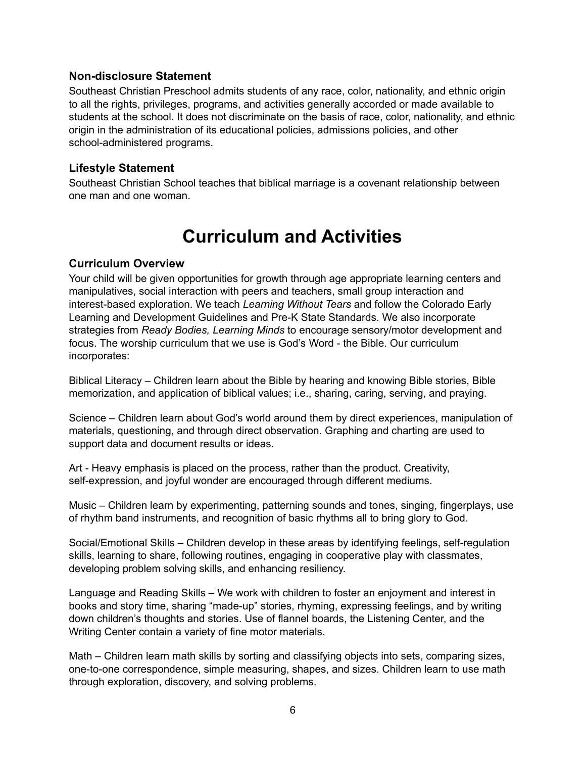### Non-disclosure Statement

Southeast Christian Preschool admits students of any race, color, nationality, and ethnic origin to all the rights, privileges, programs, and activities generally accorded or made available to students at the school. It does not discriminate on the basis of race, color, nationality, and ethnic origin in the administration of its educational policies, admissions policies, and other school-administered programs.

### Lifestyle Statement

Southeast Christian School teaches that biblical marriage is a covenant relationship between one man and one woman.

# Curriculum and Activities

### Curriculum Overview

Your child will be given opportunities for growth through age appropriate learning centers and manipulatives, social interaction with peers and teachers, small group interaction and interest-based exploration. We teach *Learning Without Tears* and follow the Colorado Early Learning and Development Guidelines and Pre-K State Standards. We also incorporate strategies from *Ready Bodies, Learning Minds* to encourage sensory/motor development and focus. The worship curriculum that we use is God's Word - the Bible. Our curriculum incorporates:

Biblical Literacy – Children learn about the Bible by hearing and knowing Bible stories, Bible memorization, and application of biblical values; i.e., sharing, caring, serving, and praying.

Science – Children learn about God's world around them by direct experiences, manipulation of materials, questioning, and through direct observation. Graphing and charting are used to support data and document results or ideas.

Art - Heavy emphasis is placed on the process, rather than the product. Creativity, self-expression, and joyful wonder are encouraged through different mediums.

Music – Children learn by experimenting, patterning sounds and tones, singing, fingerplays, use of rhythm band instruments, and recognition of basic rhythms all to bring glory to God.

Social/Emotional Skills – Children develop in these areas by identifying feelings, self-regulation skills, learning to share, following routines, engaging in cooperative play with classmates, developing problem solving skills, and enhancing resiliency.

Language and Reading Skills – We work with children to foster an enjoyment and interest in books and story time, sharing "made-up" stories, rhyming, expressing feelings, and by writing down children's thoughts and stories. Use of flannel boards, the Listening Center, and the Writing Center contain a variety of fine motor materials.

Math – Children learn math skills by sorting and classifying objects into sets, comparing sizes, one-to-one correspondence, simple measuring, shapes, and sizes. Children learn to use math through exploration, discovery, and solving problems.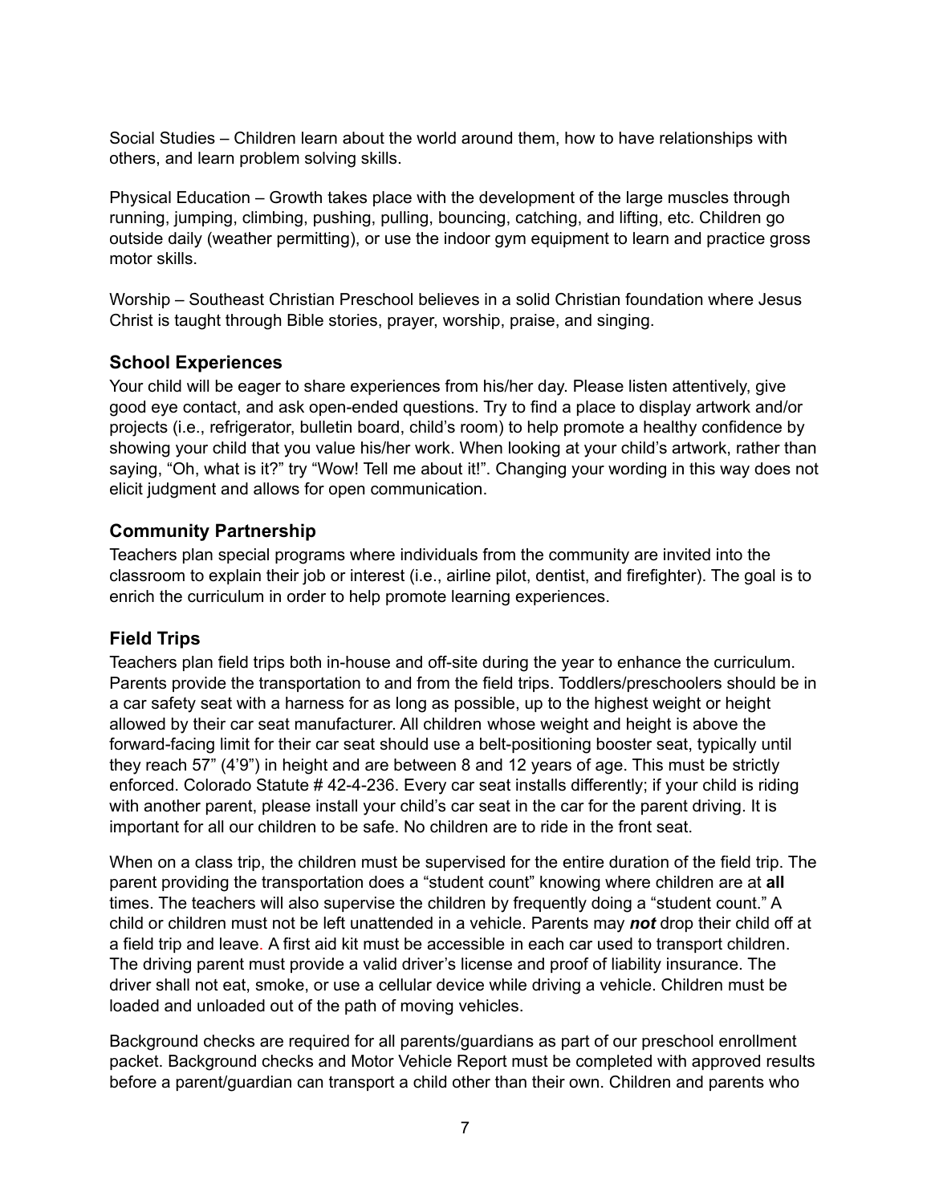Social Studies – Children learn about the world around them, how to have relationships with others, and learn problem solving skills.

Physical Education – Growth takes place with the development of the large muscles through running, jumping, climbing, pushing, pulling, bouncing, catching, and lifting, etc. Children go outside daily (weather permitting), or use the indoor gym equipment to learn and practice gross motor skills.

Worship – Southeast Christian Preschool believes in a solid Christian foundation where Jesus Christ is taught through Bible stories, prayer, worship, praise, and singing.

### School Experiences

Your child will be eager to share experiences from his/her day. Please listen attentively, give good eye contact, and ask open-ended questions. Try to find a place to display artwork and/or projects (i.e., refrigerator, bulletin board, child's room) to help promote a healthy confidence by showing your child that you value his/her work. When looking at your child's artwork, rather than saying, "Oh, what is it?" try "Wow! Tell me about it!". Changing your wording in this way does not elicit judgment and allows for open communication.

### Community Partnership

Teachers plan special programs where individuals from the community are invited into the classroom to explain their job or interest (i.e., airline pilot, dentist, and firefighter). The goal is to enrich the curriculum in order to help promote learning experiences.

### Field Trips

Teachers plan field trips both in-house and off-site during the year to enhance the curriculum. Parents provide the transportation to and from the field trips. Toddlers/preschoolers should be in a car safety seat with a harness for as long as possible, up to the highest weight or height allowed by their car seat manufacturer. All children whose weight and height is above the forward-facing limit for their car seat should use a belt-positioning booster seat, typically until they reach 57" (4'9") in height and are between 8 and 12 years of age. This must be strictly enforced. Colorado Statute # 42-4-236. Every car seat installs differently; if your child is riding with another parent, please install your child's car seat in the car for the parent driving. It is important for all our children to be safe. No children are to ride in the front seat.

When on a class trip, the children must be supervised for the entire duration of the field trip. The parent providing the transportation does a "student count" knowing where children are at **all** times. The teachers will also supervise the children by frequently doing a "student count." A child or children must not be left unattended in a vehicle. Parents may ***not*** drop their child off at a field trip and leave. A first aid kit must be accessible in each car used to transport children. The driving parent must provide a valid driver's license and proof of liability insurance. The driver shall not eat, smoke, or use a cellular device while driving a vehicle. Children must be loaded and unloaded out of the path of moving vehicles.

Background checks are required for all parents/guardians as part of our preschool enrollment packet. Background checks and Motor Vehicle Report must be completed with approved results before a parent/guardian can transport a child other than their own. Children and parents who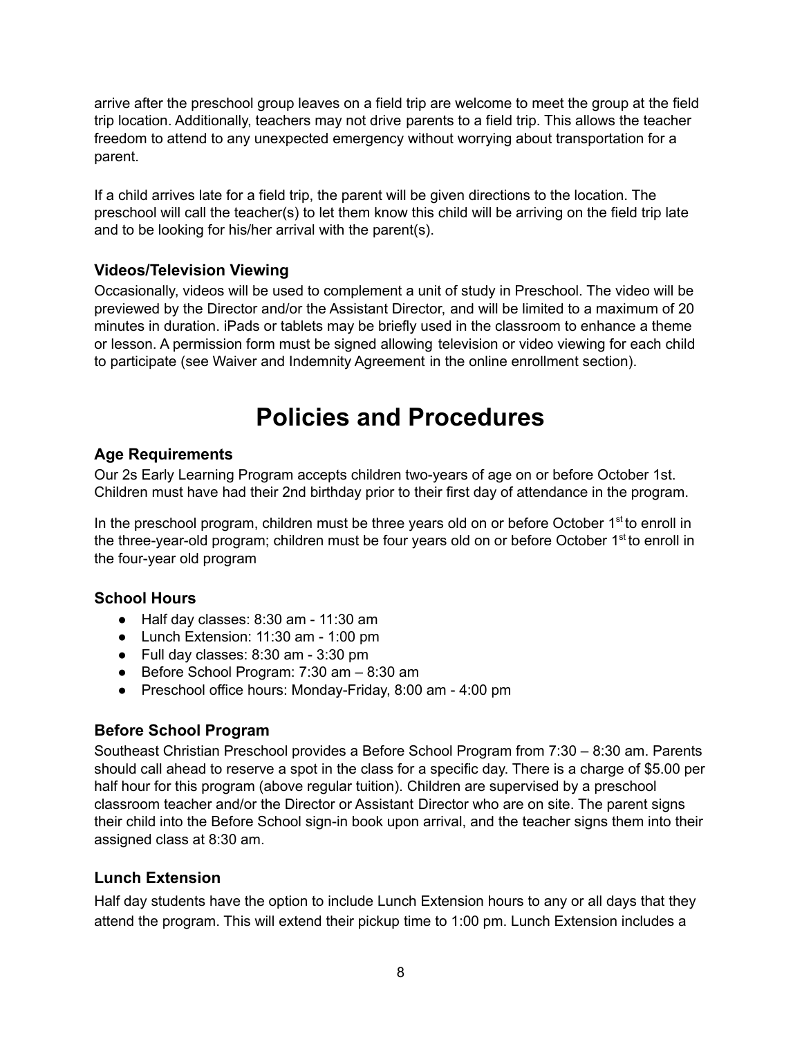arrive after the preschool group leaves on a field trip are welcome to meet the group at the field trip location. Additionally, teachers may not drive parents to a field trip. This allows the teacher freedom to attend to any unexpected emergency without worrying about transportation for a parent.

If a child arrives late for a field trip, the parent will be given directions to the location. The preschool will call the teacher(s) to let them know this child will be arriving on the field trip late and to be looking for his/her arrival with the parent(s).

### Videos/Television Viewing

Occasionally, videos will be used to complement a unit of study in Preschool. The video will be previewed by the Director and/or the Assistant Director, and will be limited to a maximum of 20 minutes in duration. iPads or tablets may be briefly used in the classroom to enhance a theme or lesson. A permission form must be signed allowing television or video viewing for each child to participate (see Waiver and Indemnity Agreement in the online enrollment section).

# Policies and Procedures

### Age Requirements

Our 2s Early Learning Program accepts children two-years of age on or before October 1st. Children must have had their 2nd birthday prior to their first day of attendance in the program.

In the preschool program, children must be three years old on or before October 1st to enroll in the three-year-old program; children must be four years old on or before October 1st to enroll in the four-year old program

### School Hours

- Half day classes: 8:30 am - 11:30 am
- Lunch Extension: 11:30 am - 1:00 pm
- Full day classes: 8:30 am - 3:30 pm
- Before School Program: 7:30 am – 8:30 am
- Preschool office hours: Monday-Friday, 8:00 am - 4:00 pm

### Before School Program

Southeast Christian Preschool provides a Before School Program from 7:30 – 8:30 am. Parents should call ahead to reserve a spot in the class for a specific day. There is a charge of $5.00 per half hour for this program (above regular tuition). Children are supervised by a preschool classroom teacher and/or the Director or Assistant Director who are on site. The parent signs their child into the Before School sign-in book upon arrival, and the teacher signs them into their assigned class at 8:30 am.

### Lunch Extension

Half day students have the option to include Lunch Extension hours to any or all days that they attend the program. This will extend their pickup time to 1:00 pm. Lunch Extension includes a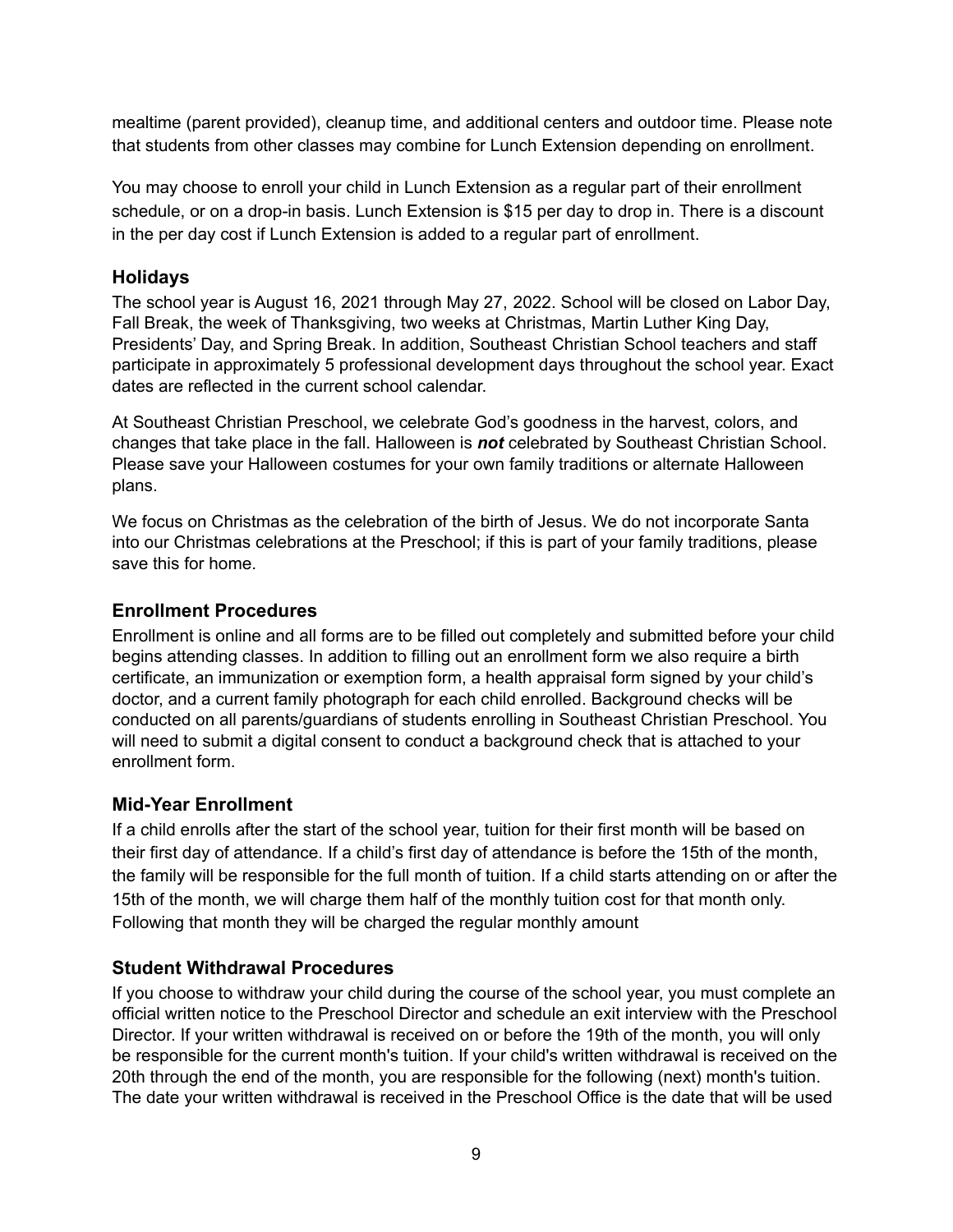mealtime (parent provided), cleanup time, and additional centers and outdoor time. Please note that students from other classes may combine for Lunch Extension depending on enrollment.

You may choose to enroll your child in Lunch Extension as a regular part of their enrollment schedule, or on a drop-in basis. Lunch Extension is $15 per day to drop in. There is a discount in the per day cost if Lunch Extension is added to a regular part of enrollment.

## Holidays

The school year is August 16, 2021 through May 27, 2022. School will be closed on Labor Day, Fall Break, the week of Thanksgiving, two weeks at Christmas, Martin Luther King Day, Presidents' Day, and Spring Break. In addition, Southeast Christian School teachers and staff participate in approximately 5 professional development days throughout the school year. Exact dates are reflected in the current school calendar.

At Southeast Christian Preschool, we celebrate God's goodness in the harvest, colors, and changes that take place in the fall. Halloween is ***not*** celebrated by Southeast Christian School. Please save your Halloween costumes for your own family traditions or alternate Halloween plans.

We focus on Christmas as the celebration of the birth of Jesus. We do not incorporate Santa into our Christmas celebrations at the Preschool; if this is part of your family traditions, please save this for home.

## Enrollment Procedures

Enrollment is online and all forms are to be filled out completely and submitted before your child begins attending classes. In addition to filling out an enrollment form we also require a birth certificate, an immunization or exemption form, a health appraisal form signed by your child's doctor, and a current family photograph for each child enrolled. Background checks will be conducted on all parents/guardians of students enrolling in Southeast Christian Preschool. You will need to submit a digital consent to conduct a background check that is attached to your enrollment form.

## Mid-Year Enrollment

If a child enrolls after the start of the school year, tuition for their first month will be based on their first day of attendance. If a child's first day of attendance is before the 15th of the month, the family will be responsible for the full month of tuition. If a child starts attending on or after the 15th of the month, we will charge them half of the monthly tuition cost for that month only. Following that month they will be charged the regular monthly amount

## Student Withdrawal Procedures

If you choose to withdraw your child during the course of the school year, you must complete an official written notice to the Preschool Director and schedule an exit interview with the Preschool Director. If your written withdrawal is received on or before the 19th of the month, you will only be responsible for the current month's tuition. If your child's written withdrawal is received on the 20th through the end of the month, you are responsible for the following (next) month's tuition. The date your written withdrawal is received in the Preschool Office is the date that will be used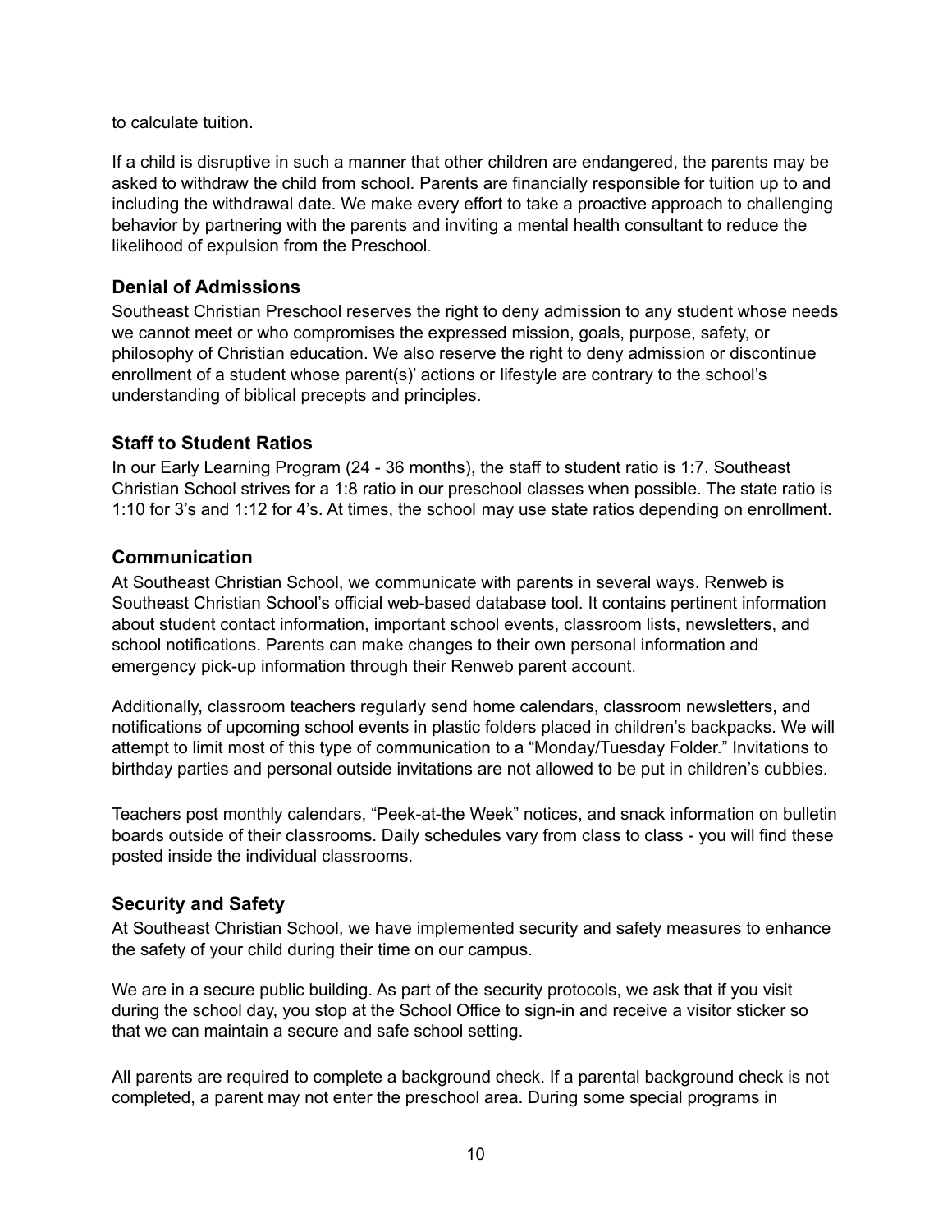to calculate tuition.

If a child is disruptive in such a manner that other children are endangered, the parents may be asked to withdraw the child from school. Parents are financially responsible for tuition up to and including the withdrawal date. We make every effort to take a proactive approach to challenging behavior by partnering with the parents and inviting a mental health consultant to reduce the likelihood of expulsion from the Preschool.

### Denial of Admissions

Southeast Christian Preschool reserves the right to deny admission to any student whose needs we cannot meet or who compromises the expressed mission, goals, purpose, safety, or philosophy of Christian education. We also reserve the right to deny admission or discontinue enrollment of a student whose parent(s)' actions or lifestyle are contrary to the school's understanding of biblical precepts and principles.

### Staff to Student Ratios

In our Early Learning Program (24 - 36 months), the staff to student ratio is 1:7. Southeast Christian School strives for a 1:8 ratio in our preschool classes when possible. The state ratio is 1:10 for 3's and 1:12 for 4's. At times, the school may use state ratios depending on enrollment.

### Communication

At Southeast Christian School, we communicate with parents in several ways. Renweb is Southeast Christian School's official web-based database tool. It contains pertinent information about student contact information, important school events, classroom lists, newsletters, and school notifications. Parents can make changes to their own personal information and emergency pick-up information through their Renweb parent account.

Additionally, classroom teachers regularly send home calendars, classroom newsletters, and notifications of upcoming school events in plastic folders placed in children's backpacks. We will attempt to limit most of this type of communication to a "Monday/Tuesday Folder." Invitations to birthday parties and personal outside invitations are not allowed to be put in children's cubbies.

Teachers post monthly calendars, "Peek-at-the Week" notices, and snack information on bulletin boards outside of their classrooms. Daily schedules vary from class to class - you will find these posted inside the individual classrooms.

### Security and Safety

At Southeast Christian School, we have implemented security and safety measures to enhance the safety of your child during their time on our campus.

We are in a secure public building. As part of the security protocols, we ask that if you visit during the school day, you stop at the School Office to sign-in and receive a visitor sticker so that we can maintain a secure and safe school setting.

All parents are required to complete a background check. If a parental background check is not completed, a parent may not enter the preschool area. During some special programs in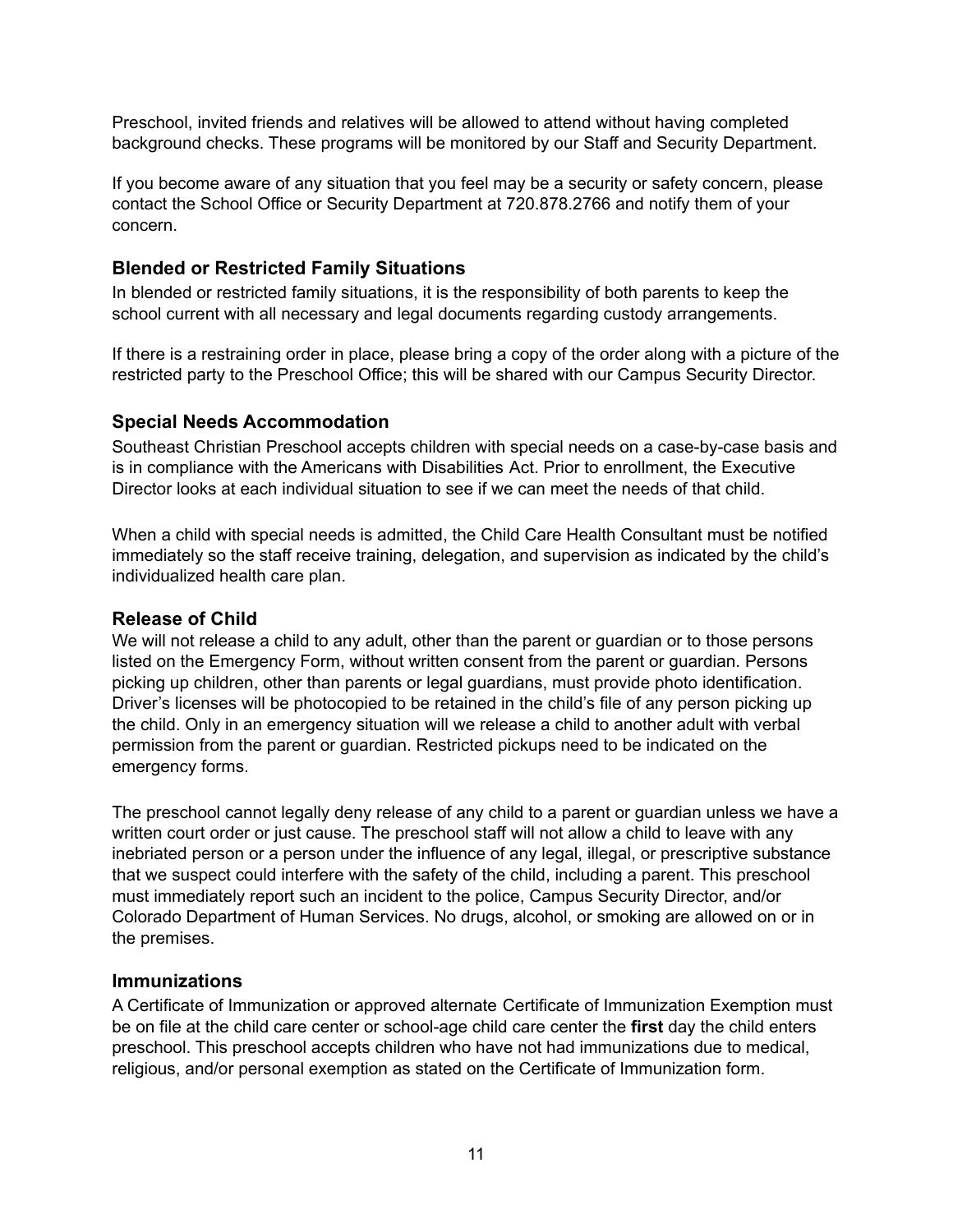Preschool, invited friends and relatives will be allowed to attend without having completed background checks. These programs will be monitored by our Staff and Security Department.

If you become aware of any situation that you feel may be a security or safety concern, please contact the School Office or Security Department at 720.878.2766 and notify them of your concern.

### Blended or Restricted Family Situations

In blended or restricted family situations, it is the responsibility of both parents to keep the school current with all necessary and legal documents regarding custody arrangements.

If there is a restraining order in place, please bring a copy of the order along with a picture of the restricted party to the Preschool Office; this will be shared with our Campus Security Director.

### Special Needs Accommodation

Southeast Christian Preschool accepts children with special needs on a case-by-case basis and is in compliance with the Americans with Disabilities Act. Prior to enrollment, the Executive Director looks at each individual situation to see if we can meet the needs of that child.

When a child with special needs is admitted, the Child Care Health Consultant must be notified immediately so the staff receive training, delegation, and supervision as indicated by the child's individualized health care plan.

### Release of Child

We will not release a child to any adult, other than the parent or guardian or to those persons listed on the Emergency Form, without written consent from the parent or guardian. Persons picking up children, other than parents or legal guardians, must provide photo identification. Driver's licenses will be photocopied to be retained in the child's file of any person picking up the child. Only in an emergency situation will we release a child to another adult with verbal permission from the parent or guardian. Restricted pickups need to be indicated on the emergency forms.

The preschool cannot legally deny release of any child to a parent or guardian unless we have a written court order or just cause. The preschool staff will not allow a child to leave with any inebriated person or a person under the influence of any legal, illegal, or prescriptive substance that we suspect could interfere with the safety of the child, including a parent. This preschool must immediately report such an incident to the police, Campus Security Director, and/or Colorado Department of Human Services. No drugs, alcohol, or smoking are allowed on or in the premises.

### Immunizations

A Certificate of Immunization or approved alternate Certificate of Immunization Exemption must be on file at the child care center or school-age child care center the **first** day the child enters preschool. This preschool accepts children who have not had immunizations due to medical, religious, and/or personal exemption as stated on the Certificate of Immunization form.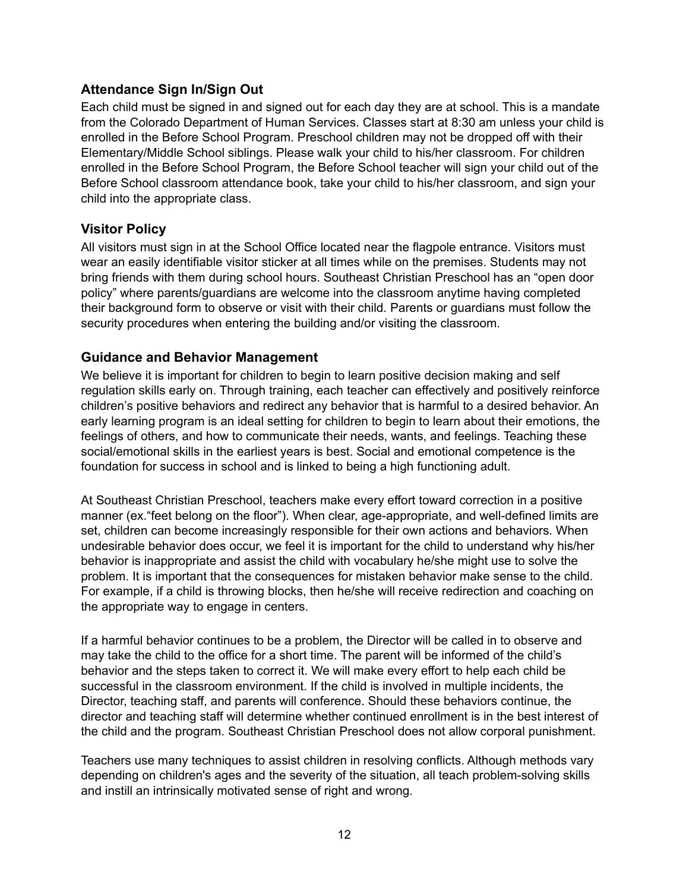### Attendance Sign In/Sign Out

Each child must be signed in and signed out for each day they are at school. This is a mandate from the Colorado Department of Human Services. Classes start at 8:30 am unless your child is enrolled in the Before School Program. Preschool children may not be dropped off with their Elementary/Middle School siblings. Please walk your child to his/her classroom. For children enrolled in the Before School Program, the Before School teacher will sign your child out of the Before School classroom attendance book, take your child to his/her classroom, and sign your child into the appropriate class.

### Visitor Policy

All visitors must sign in at the School Office located near the flagpole entrance. Visitors must wear an easily identifiable visitor sticker at all times while on the premises. Students may not bring friends with them during school hours. Southeast Christian Preschool has an "open door policy" where parents/guardians are welcome into the classroom anytime having completed their background form to observe or visit with their child. Parents or guardians must follow the security procedures when entering the building and/or visiting the classroom.

### Guidance and Behavior Management

We believe it is important for children to begin to learn positive decision making and self regulation skills early on. Through training, each teacher can effectively and positively reinforce children's positive behaviors and redirect any behavior that is harmful to a desired behavior. An early learning program is an ideal setting for children to begin to learn about their emotions, the feelings of others, and how to communicate their needs, wants, and feelings. Teaching these social/emotional skills in the earliest years is best. Social and emotional competence is the foundation for success in school and is linked to being a high functioning adult.

At Southeast Christian Preschool, teachers make every effort toward correction in a positive manner (ex."feet belong on the floor"). When clear, age-appropriate, and well-defined limits are set, children can become increasingly responsible for their own actions and behaviors. When undesirable behavior does occur, we feel it is important for the child to understand why his/her behavior is inappropriate and assist the child with vocabulary he/she might use to solve the problem. It is important that the consequences for mistaken behavior make sense to the child. For example, if a child is throwing blocks, then he/she will receive redirection and coaching on the appropriate way to engage in centers.

If a harmful behavior continues to be a problem, the Director will be called in to observe and may take the child to the office for a short time. The parent will be informed of the child's behavior and the steps taken to correct it. We will make every effort to help each child be successful in the classroom environment. If the child is involved in multiple incidents, the Director, teaching staff, and parents will conference. Should these behaviors continue, the director and teaching staff will determine whether continued enrollment is in the best interest of the child and the program. Southeast Christian Preschool does not allow corporal punishment.

Teachers use many techniques to assist children in resolving conflicts. Although methods vary depending on children's ages and the severity of the situation, all teach problem-solving skills and instill an intrinsically motivated sense of right and wrong.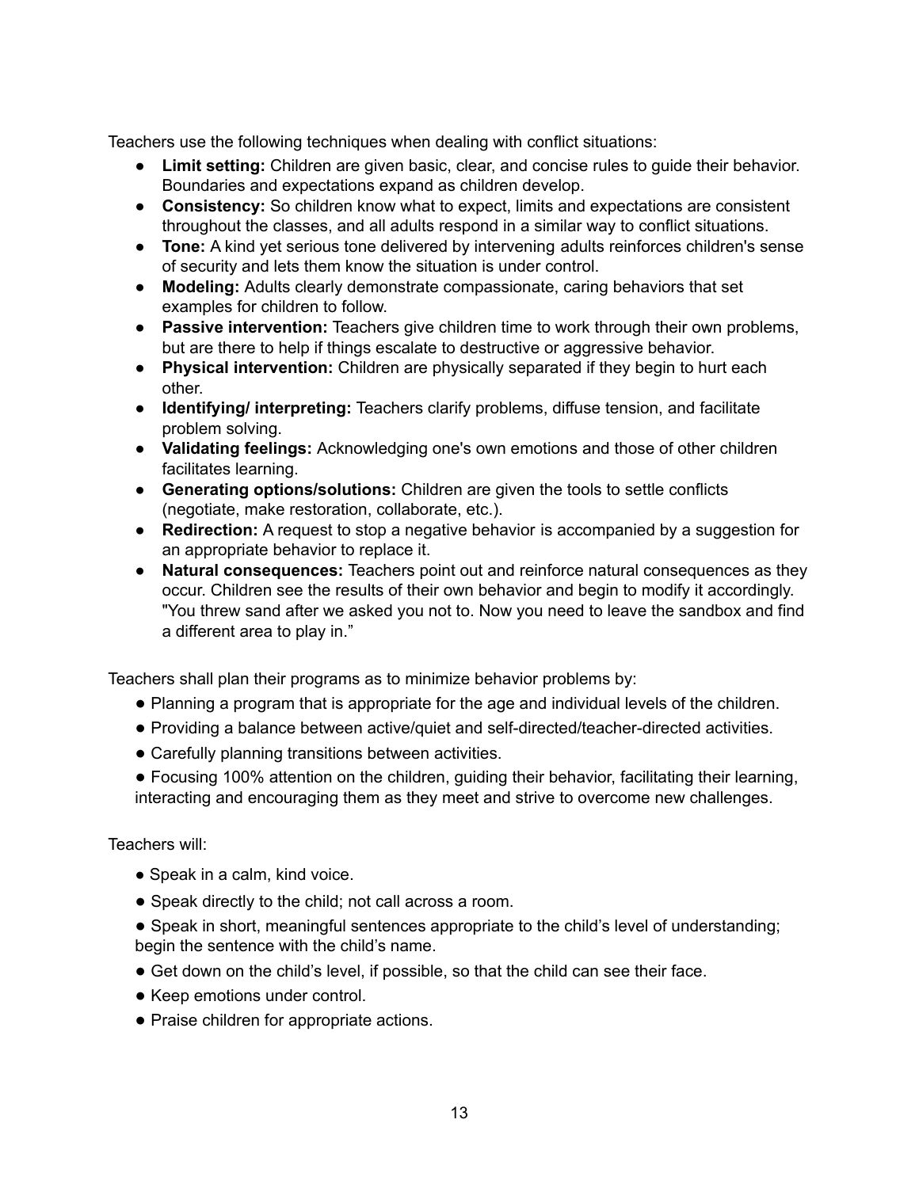Teachers use the following techniques when dealing with conflict situations:

- **Limit setting:** Children are given basic, clear, and concise rules to guide their behavior. Boundaries and expectations expand as children develop.
- **Consistency:** So children know what to expect, limits and expectations are consistent throughout the classes, and all adults respond in a similar way to conflict situations.
- **Tone:** A kind yet serious tone delivered by intervening adults reinforces children's sense of security and lets them know the situation is under control.
- **Modeling:** Adults clearly demonstrate compassionate, caring behaviors that set examples for children to follow.
- **Passive intervention:** Teachers give children time to work through their own problems, but are there to help if things escalate to destructive or aggressive behavior.
- **Physical intervention:** Children are physically separated if they begin to hurt each other.
- **Identifying/ interpreting:** Teachers clarify problems, diffuse tension, and facilitate problem solving.
- **Validating feelings:** Acknowledging one's own emotions and those of other children facilitates learning.
- **Generating options/solutions:** Children are given the tools to settle conflicts (negotiate, make restoration, collaborate, etc.).
- **Redirection:** A request to stop a negative behavior is accompanied by a suggestion for an appropriate behavior to replace it.
- **Natural consequences:** Teachers point out and reinforce natural consequences as they occur. Children see the results of their own behavior and begin to modify it accordingly. "You threw sand after we asked you not to. Now you need to leave the sandbox and find a different area to play in."

Teachers shall plan their programs as to minimize behavior problems by:

- Planning a program that is appropriate for the age and individual levels of the children.
- Providing a balance between active/quiet and self-directed/teacher-directed activities.
- Carefully planning transitions between activities.
- Focusing 100% attention on the children, guiding their behavior, facilitating their learning, interacting and encouraging them as they meet and strive to overcome new challenges.

Teachers will:

- Speak in a calm, kind voice.
- Speak directly to the child; not call across a room.
- Speak in short, meaningful sentences appropriate to the child's level of understanding; begin the sentence with the child's name.
- Get down on the child's level, if possible, so that the child can see their face.
- Keep emotions under control.
- Praise children for appropriate actions.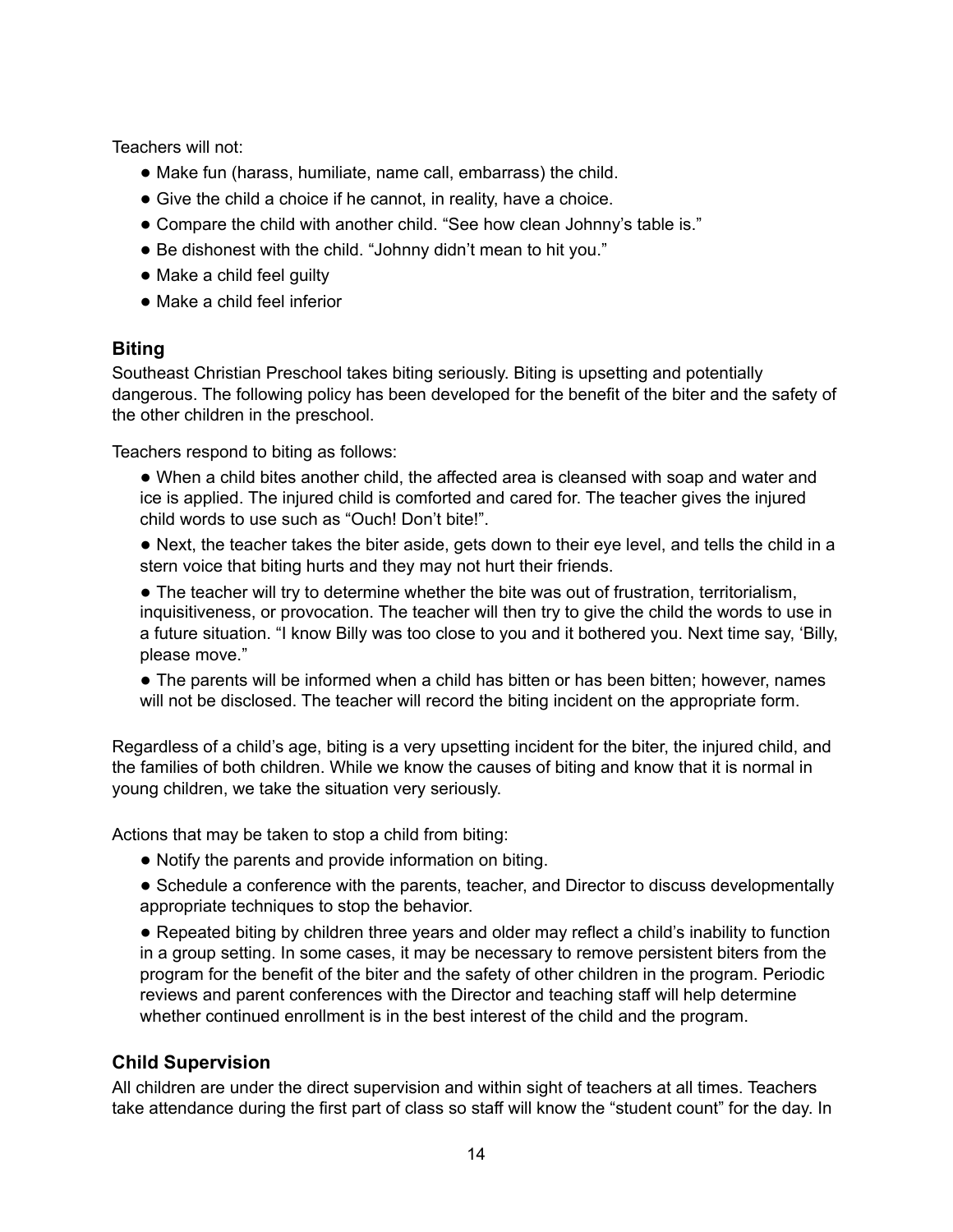Teachers will not:

- Make fun (harass, humiliate, name call, embarrass) the child.
- Give the child a choice if he cannot, in reality, have a choice.
- Compare the child with another child. “See how clean Johnny’s table is.”
- Be dishonest with the child. “Johnny didn’t mean to hit you.”
- Make a child feel guilty
- Make a child feel inferior

### Biting

Southeast Christian Preschool takes biting seriously. Biting is upsetting and potentially dangerous. The following policy has been developed for the benefit of the biter and the safety of the other children in the preschool.

Teachers respond to biting as follows:

- When a child bites another child, the affected area is cleansed with soap and water and ice is applied. The injured child is comforted and cared for. The teacher gives the injured child words to use such as “Ouch! Don’t bite!”.
- Next, the teacher takes the biter aside, gets down to their eye level, and tells the child in a stern voice that biting hurts and they may not hurt their friends.
- The teacher will try to determine whether the bite was out of frustration, territorialism, inquisitiveness, or provocation. The teacher will then try to give the child the words to use in a future situation. “I know Billy was too close to you and it bothered you. Next time say, ‘Billy, please move.”
- The parents will be informed when a child has bitten or has been bitten; however, names will not be disclosed. The teacher will record the biting incident on the appropriate form.

Regardless of a child’s age, biting is a very upsetting incident for the biter, the injured child, and the families of both children. While we know the causes of biting and know that it is normal in young children, we take the situation very seriously.

Actions that may be taken to stop a child from biting:

- Notify the parents and provide information on biting.
- Schedule a conference with the parents, teacher, and Director to discuss developmentally appropriate techniques to stop the behavior.
- Repeated biting by children three years and older may reflect a child’s inability to function in a group setting. In some cases, it may be necessary to remove persistent biters from the program for the benefit of the biter and the safety of other children in the program. Periodic reviews and parent conferences with the Director and teaching staff will help determine whether continued enrollment is in the best interest of the child and the program.

### Child Supervision

All children are under the direct supervision and within sight of teachers at all times. Teachers take attendance during the first part of class so staff will know the “student count” for the day. In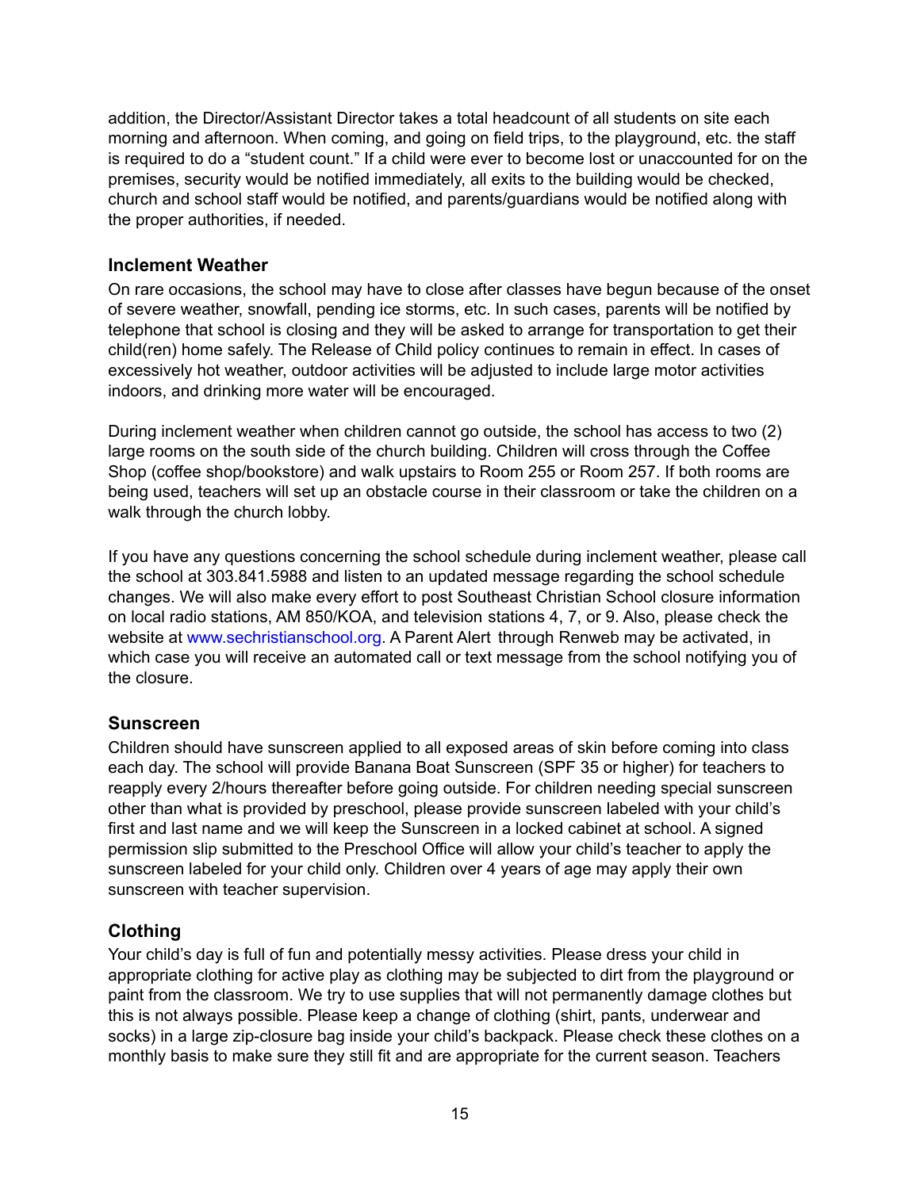addition, the Director/Assistant Director takes a total headcount of all students on site each morning and afternoon. When coming, and going on field trips, to the playground, etc. the staff is required to do a "student count." If a child were ever to become lost or unaccounted for on the premises, security would be notified immediately, all exits to the building would be checked, church and school staff would be notified, and parents/guardians would be notified along with the proper authorities, if needed.

### Inclement Weather

On rare occasions, the school may have to close after classes have begun because of the onset of severe weather, snowfall, pending ice storms, etc. In such cases, parents will be notified by telephone that school is closing and they will be asked to arrange for transportation to get their child(ren) home safely. The Release of Child policy continues to remain in effect. In cases of excessively hot weather, outdoor activities will be adjusted to include large motor activities indoors, and drinking more water will be encouraged.

During inclement weather when children cannot go outside, the school has access to two (2) large rooms on the south side of the church building. Children will cross through the Coffee Shop (coffee shop/bookstore) and walk upstairs to Room 255 or Room 257. If both rooms are being used, teachers will set up an obstacle course in their classroom or take the children on a walk through the church lobby.

If you have any questions concerning the school schedule during inclement weather, please call the school at 303.841.5988 and listen to an updated message regarding the school schedule changes. We will also make every effort to post Southeast Christian School closure information on local radio stations, AM 850/KOA, and television stations 4, 7, or 9. Also, please check the website at www.sechristianschool.org. A Parent Alert through Renweb may be activated, in which case you will receive an automated call or text message from the school notifying you of the closure.

### Sunscreen

Children should have sunscreen applied to all exposed areas of skin before coming into class each day. The school will provide Banana Boat Sunscreen (SPF 35 or higher) for teachers to reapply every 2/hours thereafter before going outside. For children needing special sunscreen other than what is provided by preschool, please provide sunscreen labeled with your child's first and last name and we will keep the Sunscreen in a locked cabinet at school. A signed permission slip submitted to the Preschool Office will allow your child's teacher to apply the sunscreen labeled for your child only. Children over 4 years of age may apply their own sunscreen with teacher supervision.

### Clothing

Your child's day is full of fun and potentially messy activities. Please dress your child in appropriate clothing for active play as clothing may be subjected to dirt from the playground or paint from the classroom. We try to use supplies that will not permanently damage clothes but this is not always possible. Please keep a change of clothing (shirt, pants, underwear and socks) in a large zip-closure bag inside your child's backpack. Please check these clothes on a monthly basis to make sure they still fit and are appropriate for the current season. Teachers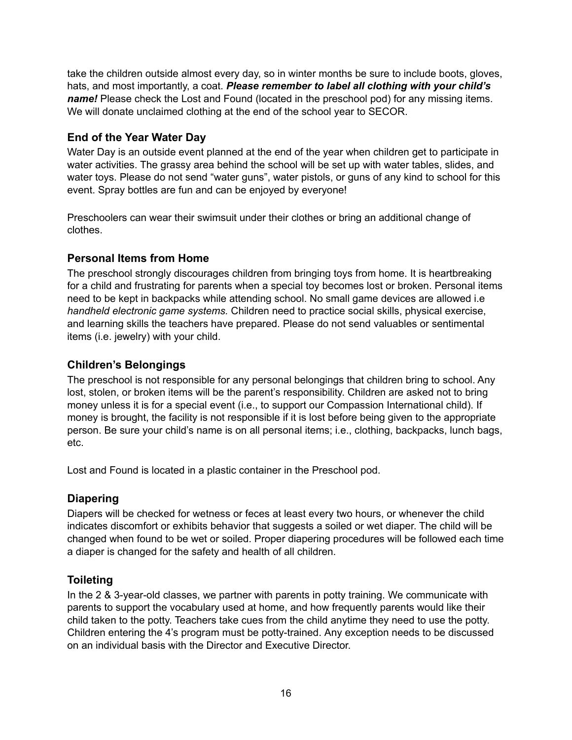take the children outside almost every day, so in winter months be sure to include boots, gloves, hats, and most importantly, a coat. ***Please remember to label all clothing with your child's name!*** Please check the Lost and Found (located in the preschool pod) for any missing items. We will donate unclaimed clothing at the end of the school year to SECOR.

### End of the Year Water Day

Water Day is an outside event planned at the end of the year when children get to participate in water activities. The grassy area behind the school will be set up with water tables, slides, and water toys. Please do not send "water guns", water pistols, or guns of any kind to school for this event. Spray bottles are fun and can be enjoyed by everyone!

Preschoolers can wear their swimsuit under their clothes or bring an additional change of clothes.

### Personal Items from Home

The preschool strongly discourages children from bringing toys from home. It is heartbreaking for a child and frustrating for parents when a special toy becomes lost or broken. Personal items need to be kept in backpacks while attending school. No small game devices are allowed i.e *handheld electronic game systems.* Children need to practice social skills, physical exercise, and learning skills the teachers have prepared. Please do not send valuables or sentimental items (i.e. jewelry) with your child.

### Children's Belongings

The preschool is not responsible for any personal belongings that children bring to school. Any lost, stolen, or broken items will be the parent's responsibility. Children are asked not to bring money unless it is for a special event (i.e., to support our Compassion International child). If money is brought, the facility is not responsible if it is lost before being given to the appropriate person. Be sure your child's name is on all personal items; i.e., clothing, backpacks, lunch bags, etc.

Lost and Found is located in a plastic container in the Preschool pod.

### Diapering

Diapers will be checked for wetness or feces at least every two hours, or whenever the child indicates discomfort or exhibits behavior that suggests a soiled or wet diaper. The child will be changed when found to be wet or soiled. Proper diapering procedures will be followed each time a diaper is changed for the safety and health of all children.

### Toileting

In the 2 & 3-year-old classes, we partner with parents in potty training. We communicate with parents to support the vocabulary used at home, and how frequently parents would like their child taken to the potty. Teachers take cues from the child anytime they need to use the potty. Children entering the 4's program must be potty-trained. Any exception needs to be discussed on an individual basis with the Director and Executive Director.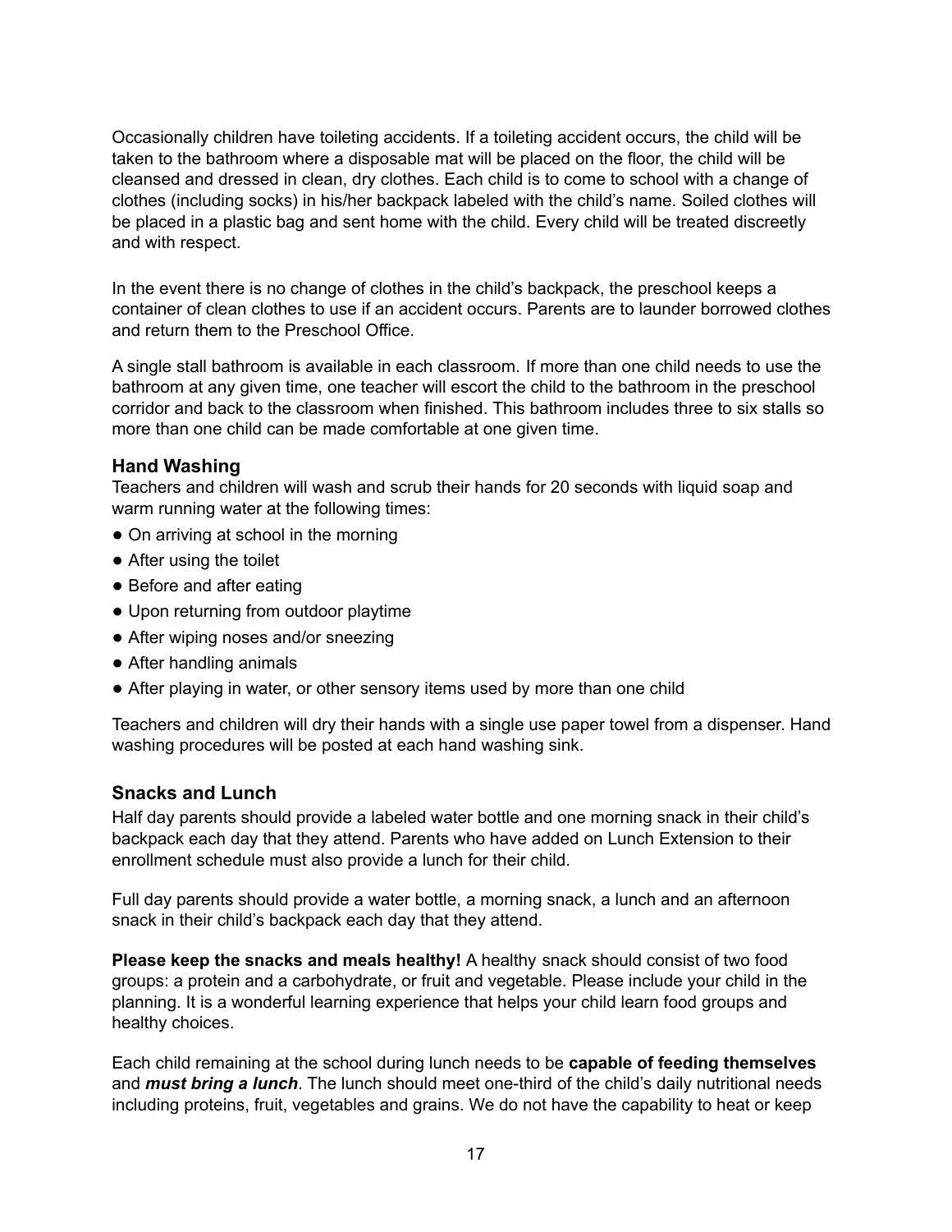Occasionally children have toileting accidents. If a toileting accident occurs, the child will be taken to the bathroom where a disposable mat will be placed on the floor, the child will be cleansed and dressed in clean, dry clothes. Each child is to come to school with a change of clothes (including socks) in his/her backpack labeled with the child's name. Soiled clothes will be placed in a plastic bag and sent home with the child. Every child will be treated discreetly and with respect.

In the event there is no change of clothes in the child's backpack, the preschool keeps a container of clean clothes to use if an accident occurs. Parents are to launder borrowed clothes and return them to the Preschool Office.

A single stall bathroom is available in each classroom. If more than one child needs to use the bathroom at any given time, one teacher will escort the child to the bathroom in the preschool corridor and back to the classroom when finished. This bathroom includes three to six stalls so more than one child can be made comfortable at one given time.

### Hand Washing

Teachers and children will wash and scrub their hands for 20 seconds with liquid soap and warm running water at the following times:

- On arriving at school in the morning
- After using the toilet
- Before and after eating
- Upon returning from outdoor playtime
- After wiping noses and/or sneezing
- After handling animals
- After playing in water, or other sensory items used by more than one child

Teachers and children will dry their hands with a single use paper towel from a dispenser. Hand washing procedures will be posted at each hand washing sink.

### Snacks and Lunch

Half day parents should provide a labeled water bottle and one morning snack in their child's backpack each day that they attend. Parents who have added on Lunch Extension to their enrollment schedule must also provide a lunch for their child.

Full day parents should provide a water bottle, a morning snack, a lunch and an afternoon snack in their child's backpack each day that they attend.

**Please keep the snacks and meals healthy!** A healthy snack should consist of two food groups: a protein and a carbohydrate, or fruit and vegetable. Please include your child in the planning. It is a wonderful learning experience that helps your child learn food groups and healthy choices.

Each child remaining at the school during lunch needs to be **capable of feeding themselves** and ***must bring a lunch***. The lunch should meet one-third of the child's daily nutritional needs including proteins, fruit, vegetables and grains. We do not have the capability to heat or keep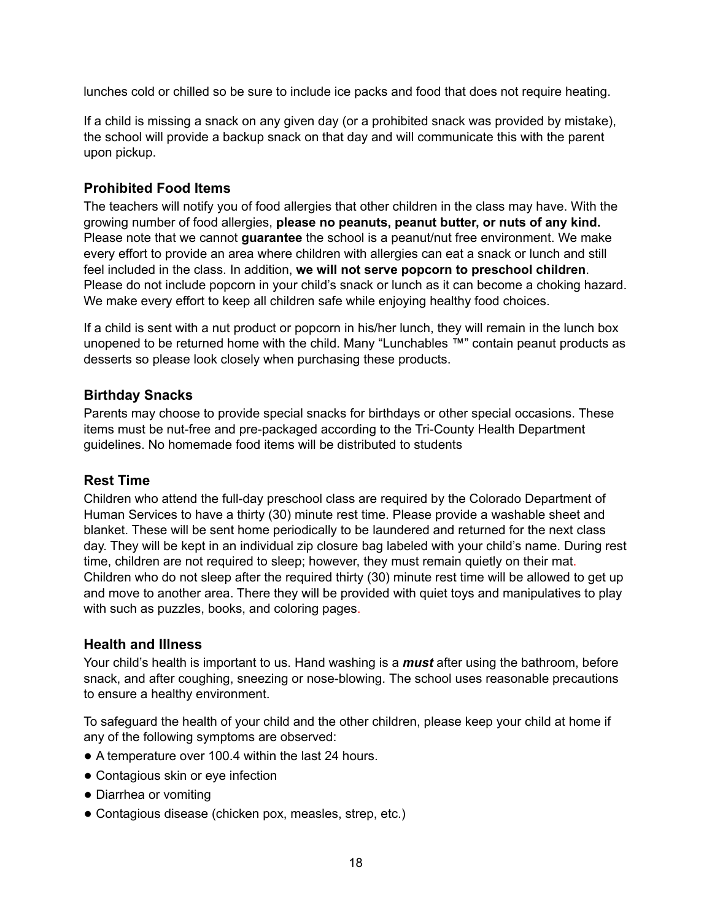lunches cold or chilled so be sure to include ice packs and food that does not require heating.

If a child is missing a snack on any given day (or a prohibited snack was provided by mistake), the school will provide a backup snack on that day and will communicate this with the parent upon pickup.

### Prohibited Food Items

The teachers will notify you of food allergies that other children in the class may have. With the growing number of food allergies, **please no peanuts, peanut butter, or nuts of any kind.** Please note that we cannot **guarantee** the school is a peanut/nut free environment. We make every effort to provide an area where children with allergies can eat a snack or lunch and still feel included in the class. In addition, **we will not serve popcorn to preschool children**. Please do not include popcorn in your child's snack or lunch as it can become a choking hazard. We make every effort to keep all children safe while enjoying healthy food choices.

If a child is sent with a nut product or popcorn in his/her lunch, they will remain in the lunch box unopened to be returned home with the child. Many "Lunchables ™" contain peanut products as desserts so please look closely when purchasing these products.

### Birthday Snacks

Parents may choose to provide special snacks for birthdays or other special occasions. These items must be nut-free and pre-packaged according to the Tri-County Health Department guidelines. No homemade food items will be distributed to students

### Rest Time

Children who attend the full-day preschool class are required by the Colorado Department of Human Services to have a thirty (30) minute rest time. Please provide a washable sheet and blanket. These will be sent home periodically to be laundered and returned for the next class day. They will be kept in an individual zip closure bag labeled with your child's name. During rest time, children are not required to sleep; however, they must remain quietly on their mat. Children who do not sleep after the required thirty (30) minute rest time will be allowed to get up and move to another area. There they will be provided with quiet toys and manipulatives to play with such as puzzles, books, and coloring pages.

### Health and Illness

Your child's health is important to us. Hand washing is a ***must*** after using the bathroom, before snack, and after coughing, sneezing or nose-blowing. The school uses reasonable precautions to ensure a healthy environment.

To safeguard the health of your child and the other children, please keep your child at home if any of the following symptoms are observed:

- A temperature over 100.4 within the last 24 hours.
- Contagious skin or eye infection
- Diarrhea or vomiting
- Contagious disease (chicken pox, measles, strep, etc.)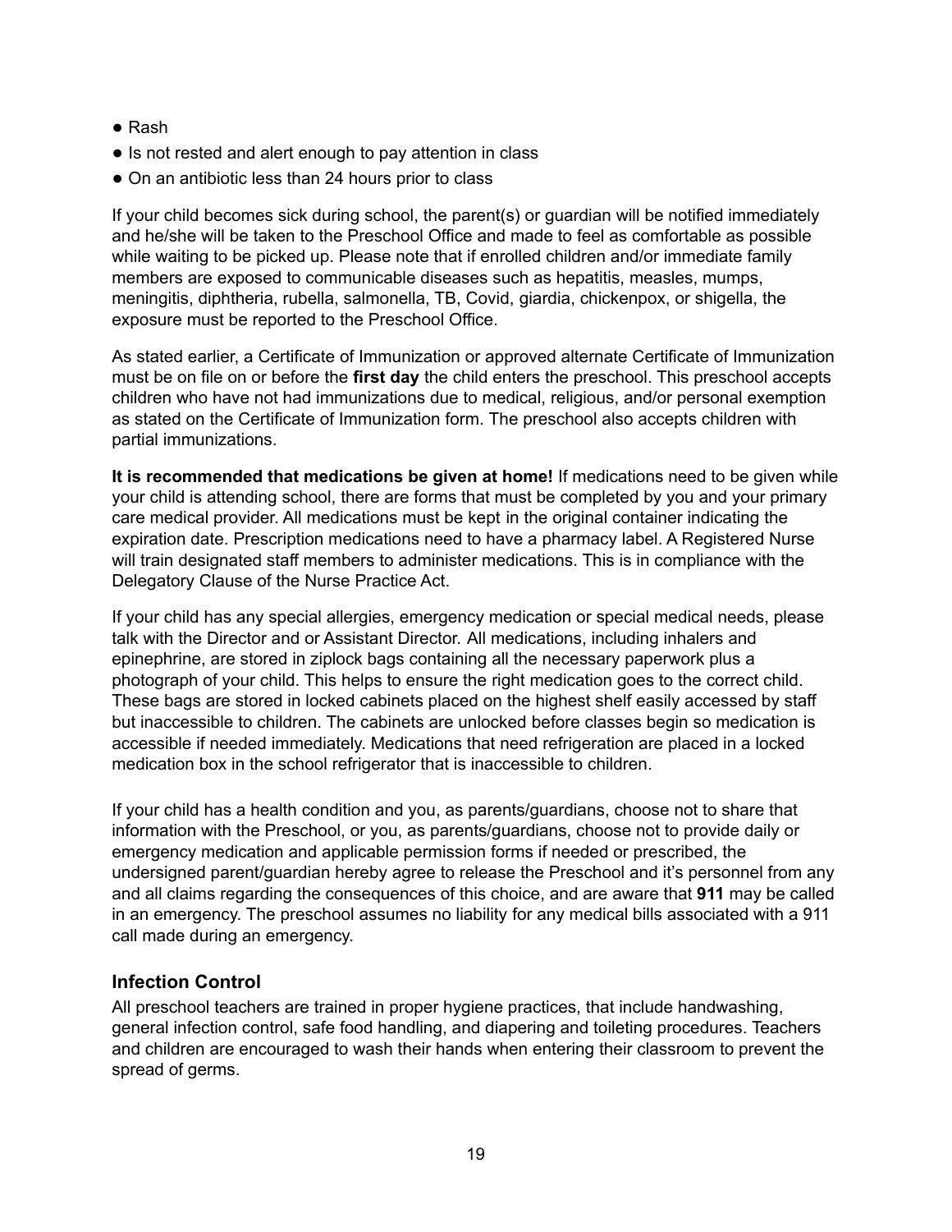- Rash
- Is not rested and alert enough to pay attention in class
- On an antibiotic less than 24 hours prior to class

If your child becomes sick during school, the parent(s) or guardian will be notified immediately and he/she will be taken to the Preschool Office and made to feel as comfortable as possible while waiting to be picked up. Please note that if enrolled children and/or immediate family members are exposed to communicable diseases such as hepatitis, measles, mumps, meningitis, diphtheria, rubella, salmonella, TB, Covid, giardia, chickenpox, or shigella, the exposure must be reported to the Preschool Office.

As stated earlier, a Certificate of Immunization or approved alternate Certificate of Immunization must be on file on or before the **first day** the child enters the preschool. This preschool accepts children who have not had immunizations due to medical, religious, and/or personal exemption as stated on the Certificate of Immunization form. The preschool also accepts children with partial immunizations.

**It is recommended that medications be given at home!** If medications need to be given while your child is attending school, there are forms that must be completed by you and your primary care medical provider. All medications must be kept in the original container indicating the expiration date. Prescription medications need to have a pharmacy label. A Registered Nurse will train designated staff members to administer medications. This is in compliance with the Delegatory Clause of the Nurse Practice Act.

If your child has any special allergies, emergency medication or special medical needs, please talk with the Director and or Assistant Director. All medications, including inhalers and epinephrine, are stored in ziplock bags containing all the necessary paperwork plus a photograph of your child. This helps to ensure the right medication goes to the correct child. These bags are stored in locked cabinets placed on the highest shelf easily accessed by staff but inaccessible to children. The cabinets are unlocked before classes begin so medication is accessible if needed immediately. Medications that need refrigeration are placed in a locked medication box in the school refrigerator that is inaccessible to children.

If your child has a health condition and you, as parents/guardians, choose not to share that information with the Preschool, or you, as parents/guardians, choose not to provide daily or emergency medication and applicable permission forms if needed or prescribed, the undersigned parent/guardian hereby agree to release the Preschool and it's personnel from any and all claims regarding the consequences of this choice, and are aware that **911** may be called in an emergency. The preschool assumes no liability for any medical bills associated with a 911 call made during an emergency.

## Infection Control

All preschool teachers are trained in proper hygiene practices, that include handwashing, general infection control, safe food handling, and diapering and toileting procedures. Teachers and children are encouraged to wash their hands when entering their classroom to prevent the spread of germs.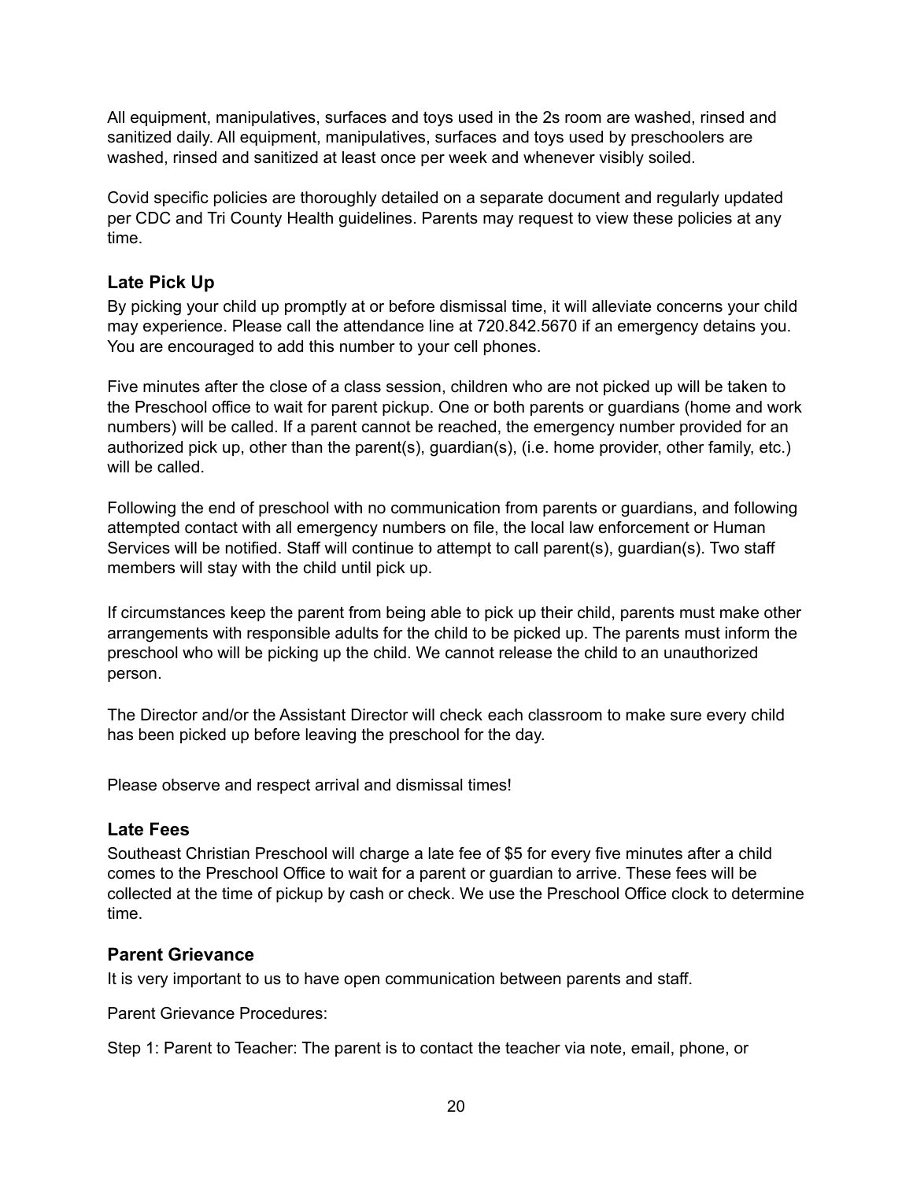All equipment, manipulatives, surfaces and toys used in the 2s room are washed, rinsed and sanitized daily. All equipment, manipulatives, surfaces and toys used by preschoolers are washed, rinsed and sanitized at least once per week and whenever visibly soiled.

Covid specific policies are thoroughly detailed on a separate document and regularly updated per CDC and Tri County Health guidelines. Parents may request to view these policies at any time.

### Late Pick Up

By picking your child up promptly at or before dismissal time, it will alleviate concerns your child may experience. Please call the attendance line at 720.842.5670 if an emergency detains you. You are encouraged to add this number to your cell phones.

Five minutes after the close of a class session, children who are not picked up will be taken to the Preschool office to wait for parent pickup. One or both parents or guardians (home and work numbers) will be called. If a parent cannot be reached, the emergency number provided for an authorized pick up, other than the parent(s), guardian(s), (i.e. home provider, other family, etc.) will be called.

Following the end of preschool with no communication from parents or guardians, and following attempted contact with all emergency numbers on file, the local law enforcement or Human Services will be notified. Staff will continue to attempt to call parent(s), guardian(s). Two staff members will stay with the child until pick up.

If circumstances keep the parent from being able to pick up their child, parents must make other arrangements with responsible adults for the child to be picked up. The parents must inform the preschool who will be picking up the child. We cannot release the child to an unauthorized person.

The Director and/or the Assistant Director will check each classroom to make sure every child has been picked up before leaving the preschool for the day.

Please observe and respect arrival and dismissal times!

### Late Fees

Southeast Christian Preschool will charge a late fee of $5 for every five minutes after a child comes to the Preschool Office to wait for a parent or guardian to arrive. These fees will be collected at the time of pickup by cash or check. We use the Preschool Office clock to determine time.

### Parent Grievance

It is very important to us to have open communication between parents and staff.

Parent Grievance Procedures:

Step 1: Parent to Teacher: The parent is to contact the teacher via note, email, phone, or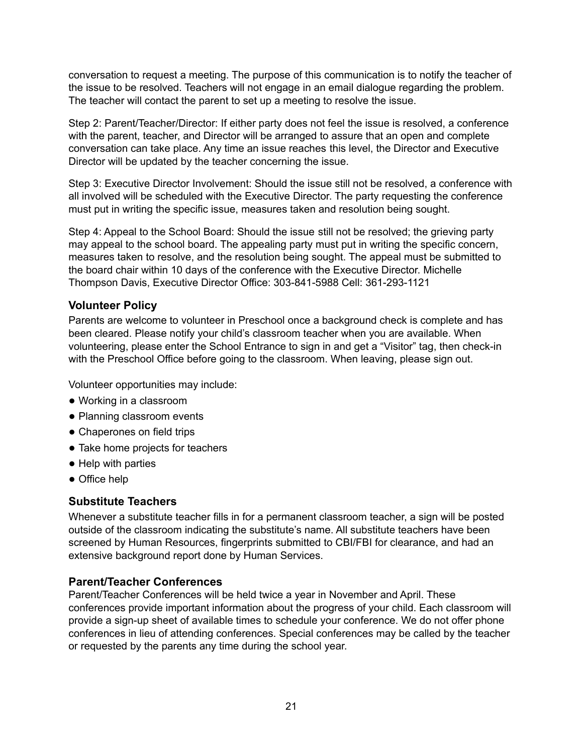conversation to request a meeting. The purpose of this communication is to notify the teacher of the issue to be resolved. Teachers will not engage in an email dialogue regarding the problem. The teacher will contact the parent to set up a meeting to resolve the issue.

Step 2: Parent/Teacher/Director: If either party does not feel the issue is resolved, a conference with the parent, teacher, and Director will be arranged to assure that an open and complete conversation can take place. Any time an issue reaches this level, the Director and Executive Director will be updated by the teacher concerning the issue.

Step 3: Executive Director Involvement: Should the issue still not be resolved, a conference with all involved will be scheduled with the Executive Director. The party requesting the conference must put in writing the specific issue, measures taken and resolution being sought.

Step 4: Appeal to the School Board: Should the issue still not be resolved; the grieving party may appeal to the school board. The appealing party must put in writing the specific concern, measures taken to resolve, and the resolution being sought. The appeal must be submitted to the board chair within 10 days of the conference with the Executive Director. Michelle Thompson Davis, Executive Director Office: 303-841-5988 Cell: 361-293-1121

### Volunteer Policy

Parents are welcome to volunteer in Preschool once a background check is complete and has been cleared. Please notify your child's classroom teacher when you are available. When volunteering, please enter the School Entrance to sign in and get a "Visitor" tag, then check-in with the Preschool Office before going to the classroom. When leaving, please sign out.

Volunteer opportunities may include:

- Working in a classroom
- Planning classroom events
- Chaperones on field trips
- Take home projects for teachers
- Help with parties
- Office help

### Substitute Teachers

Whenever a substitute teacher fills in for a permanent classroom teacher, a sign will be posted outside of the classroom indicating the substitute's name. All substitute teachers have been screened by Human Resources, fingerprints submitted to CBI/FBI for clearance, and had an extensive background report done by Human Services.

### Parent/Teacher Conferences

Parent/Teacher Conferences will be held twice a year in November and April. These conferences provide important information about the progress of your child. Each classroom will provide a sign-up sheet of available times to schedule your conference. We do not offer phone conferences in lieu of attending conferences. Special conferences may be called by the teacher or requested by the parents any time during the school year.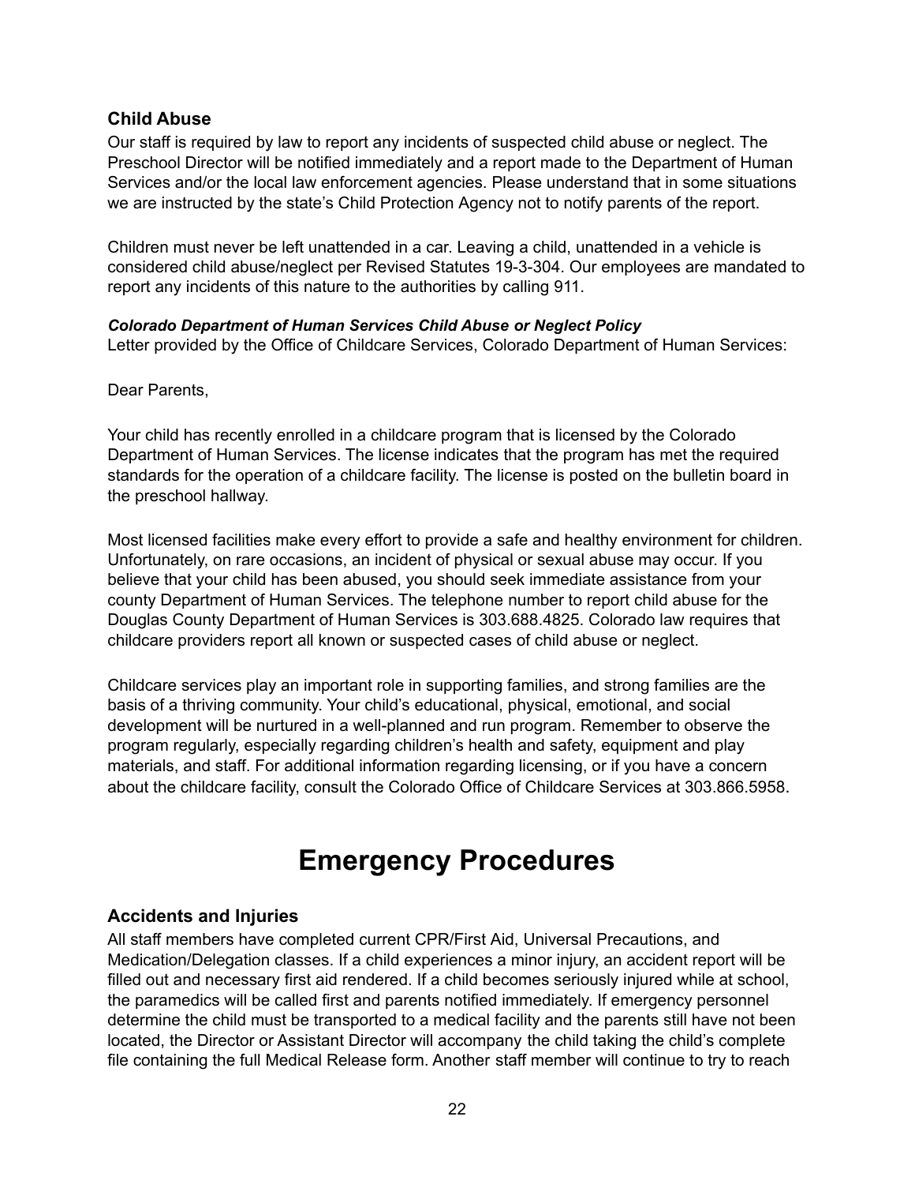### Child Abuse

Our staff is required by law to report any incidents of suspected child abuse or neglect. The Preschool Director will be notified immediately and a report made to the Department of Human Services and/or the local law enforcement agencies. Please understand that in some situations we are instructed by the state's Child Protection Agency not to notify parents of the report.

Children must never be left unattended in a car. Leaving a child, unattended in a vehicle is considered child abuse/neglect per Revised Statutes 19-3-304. Our employees are mandated to report any incidents of this nature to the authorities by calling 911.

***Colorado Department of Human Services Child Abuse or Neglect Policy***

Letter provided by the Office of Childcare Services, Colorado Department of Human Services:

Dear Parents,

Your child has recently enrolled in a childcare program that is licensed by the Colorado Department of Human Services. The license indicates that the program has met the required standards for the operation of a childcare facility. The license is posted on the bulletin board in the preschool hallway.

Most licensed facilities make every effort to provide a safe and healthy environment for children. Unfortunately, on rare occasions, an incident of physical or sexual abuse may occur. If you believe that your child has been abused, you should seek immediate assistance from your county Department of Human Services. The telephone number to report child abuse for the Douglas County Department of Human Services is 303.688.4825. Colorado law requires that childcare providers report all known or suspected cases of child abuse or neglect.

Childcare services play an important role in supporting families, and strong families are the basis of a thriving community. Your child's educational, physical, emotional, and social development will be nurtured in a well-planned and run program. Remember to observe the program regularly, especially regarding children's health and safety, equipment and play materials, and staff. For additional information regarding licensing, or if you have a concern about the childcare facility, consult the Colorado Office of Childcare Services at 303.866.5958.

# Emergency Procedures

### Accidents and Injuries

All staff members have completed current CPR/First Aid, Universal Precautions, and Medication/Delegation classes. If a child experiences a minor injury, an accident report will be filled out and necessary first aid rendered. If a child becomes seriously injured while at school, the paramedics will be called first and parents notified immediately. If emergency personnel determine the child must be transported to a medical facility and the parents still have not been located, the Director or Assistant Director will accompany the child taking the child's complete file containing the full Medical Release form. Another staff member will continue to try to reach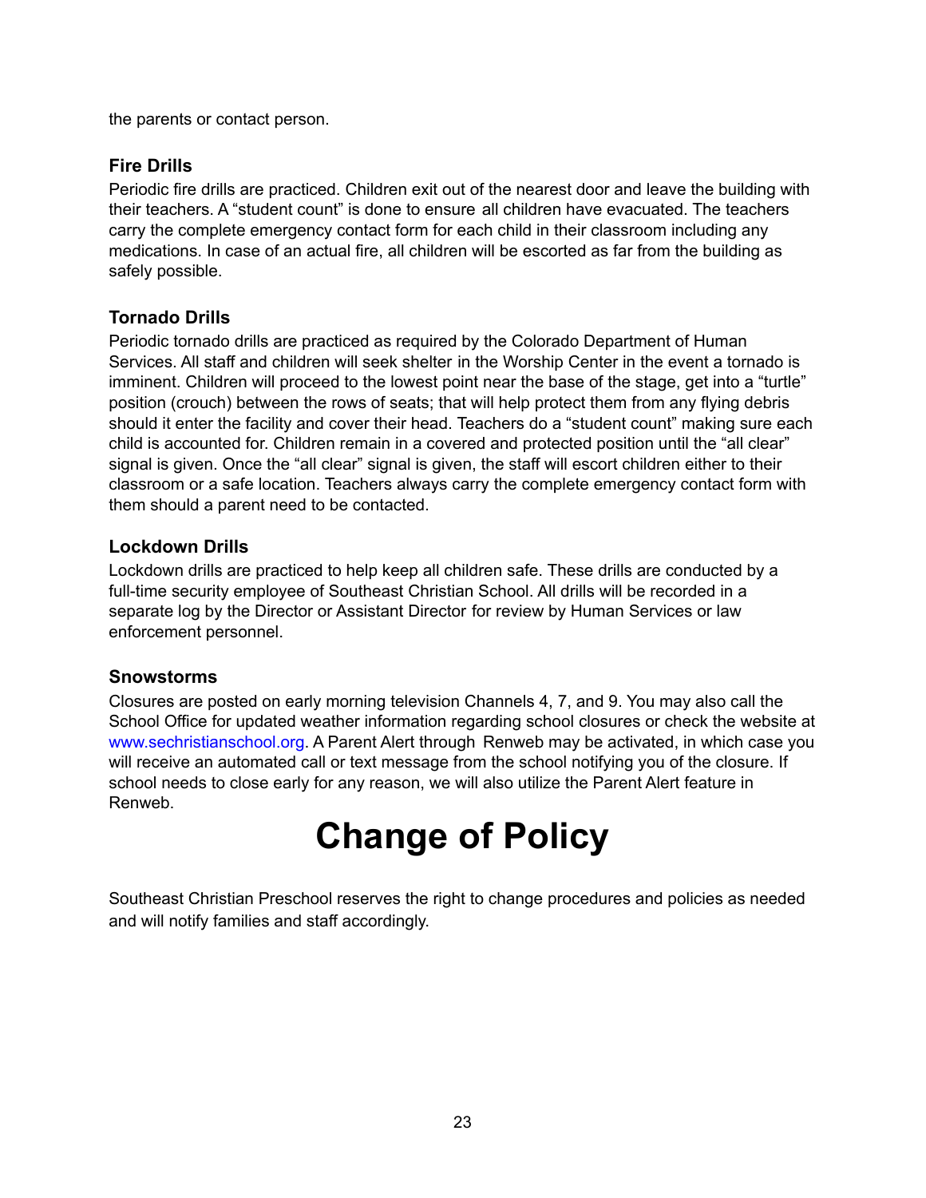the parents or contact person.

### Fire Drills

Periodic fire drills are practiced. Children exit out of the nearest door and leave the building with their teachers. A "student count" is done to ensure all children have evacuated. The teachers carry the complete emergency contact form for each child in their classroom including any medications. In case of an actual fire, all children will be escorted as far from the building as safely possible.

### Tornado Drills

Periodic tornado drills are practiced as required by the Colorado Department of Human Services. All staff and children will seek shelter in the Worship Center in the event a tornado is imminent. Children will proceed to the lowest point near the base of the stage, get into a "turtle" position (crouch) between the rows of seats; that will help protect them from any flying debris should it enter the facility and cover their head. Teachers do a "student count" making sure each child is accounted for. Children remain in a covered and protected position until the "all clear" signal is given. Once the "all clear" signal is given, the staff will escort children either to their classroom or a safe location. Teachers always carry the complete emergency contact form with them should a parent need to be contacted.

### Lockdown Drills

Lockdown drills are practiced to help keep all children safe. These drills are conducted by a full-time security employee of Southeast Christian School. All drills will be recorded in a separate log by the Director or Assistant Director for review by Human Services or law enforcement personnel.

### Snowstorms

Closures are posted on early morning television Channels 4, 7, and 9. You may also call the School Office for updated weather information regarding school closures or check the website at www.sechristianschool.org. A Parent Alert through Renweb may be activated, in which case you will receive an automated call or text message from the school notifying you of the closure. If school needs to close early for any reason, we will also utilize the Parent Alert feature in Renweb.

# Change of Policy

Southeast Christian Preschool reserves the right to change procedures and policies as needed and will notify families and staff accordingly.